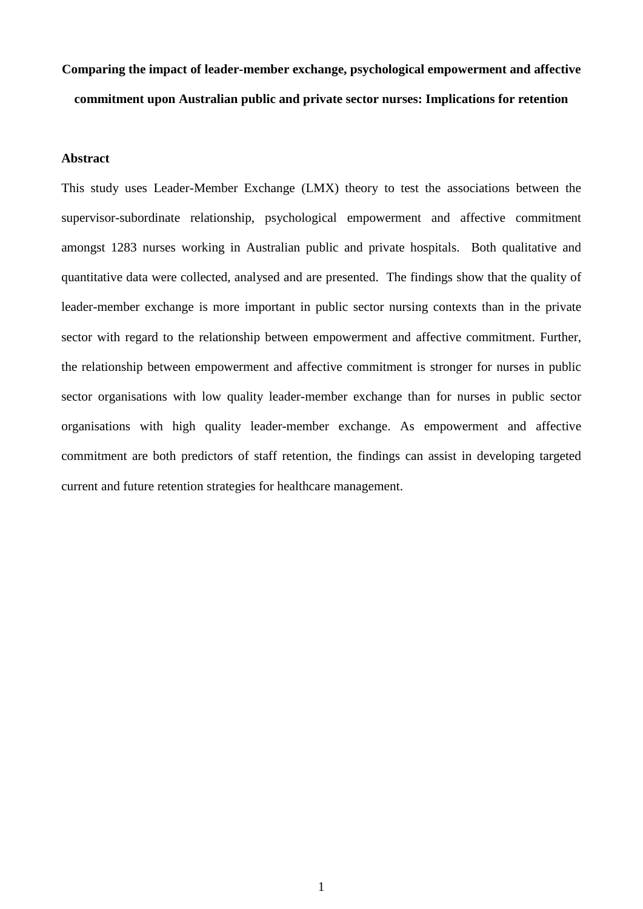# Comparing the impact of leader-member exchange, psychological empowerment and affective commitment upon Australian public and private sector nurses: Implications for retention

## Abstract

This study uses Leader-Member Exchange (LMX) theory to test the associations between the supervisor-subordinate relationship, psychological empowerment and affective commitment amongst 1283 nurses working in Australian public and private hospitals. Both qualitative and quantitative data were collected, analysed and are presented. The findings show that the quality of leader-member exchange is more important in public sector nursing contexts than in the private sector with regard to the relationship between empowerment and affective commitment. Further, the relationship between empowerment and affective commitment is stronger for nurses in public sector organisations with low quality leader-member exchange than for nurses in public sector organisations with high quality leader-member exchange. As empowerment and affective commitment are both predictors of staff retention, the findings can assist in developing targeted current and future retention strategies for healthcare management.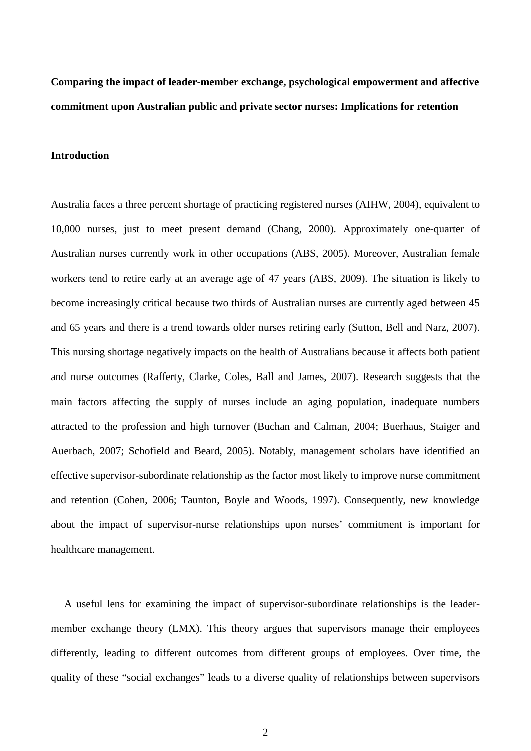**Comparing the impact of leader-member exchange, psychological empowerment and affective commitment upon Australian public and private sector nurses: Implications for retention**

## Introduction

Australia faces a three percent shortage of practicing registered nurses (AIHW, 2004), equivalent to 10,000 nurses, just to meet present demand (Chang, 2000). Approximately one-quarter of Australian nurses currently work in other occupations (ABS, 2005). Moreover, Australian female workers tend to retire early at an average age of 47 years (ABS, 2009). The situation is likely to become increasingly critical because two thirds of Australian nurses are currently aged between 45 and 65 years and there is a trend towards older nurses retiring early (Sutton, Bell and Narz, 2007). This nursing shortage negatively impacts on the health of Australians because it affects both patient and nurse outcomes (Rafferty, Clarke, Coles, Ball and James, 2007). Research suggests that the main factors affecting the supply of nurses include an aging population, inadequate numbers attracted to the profession and high turnover (Buchan and Calman, 2004; Buerhaus, Staiger and Auerbach, 2007; Schofield and Beard, 2005). Notably, management scholars have identified an effective supervisor-subordinate relationship as the factor most likely to improve nurse commitment and retention (Cohen, 2006; Taunton, Boyle and Woods, 1997). Consequently, new knowledge about the impact of supervisor-nurse relationships upon nurses' commitment is important for healthcare management.

A useful lens for examining the impact of supervisor-subordinate relationships is the leader-member exchange theory (LMX). This theory argues that supervisors manage their employees differently, leading to different outcomes from different groups of employees. Over time, the quality of these "social exchanges" leads to a diverse quality of relationships between supervisors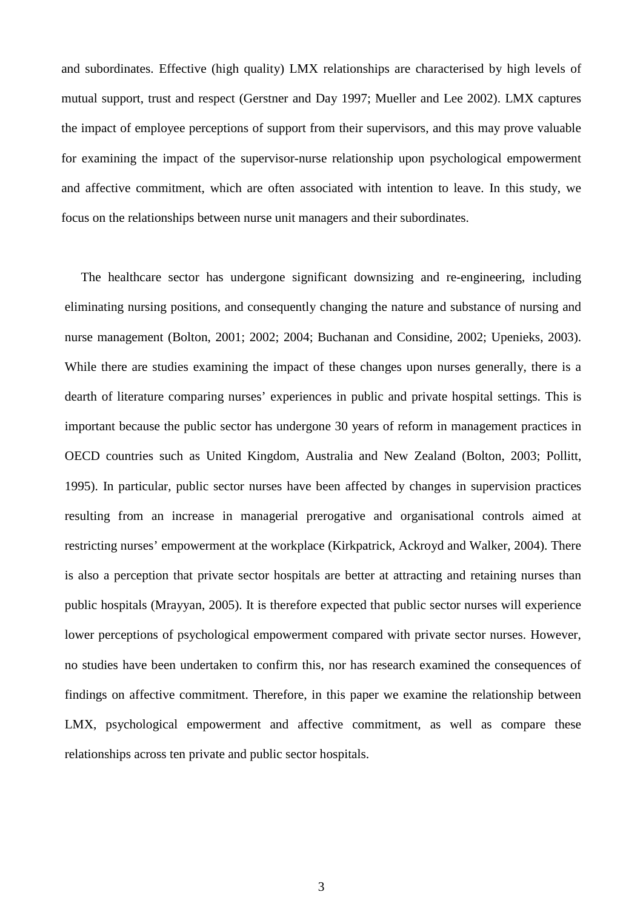and subordinates. Effective (high quality) LMX relationships are characterised by high levels of mutual support, trust and respect (Gerstner and Day 1997; Mueller and Lee 2002). LMX captures the impact of employee perceptions of support from their supervisors, and this may prove valuable for examining the impact of the supervisor-nurse relationship upon psychological empowerment and affective commitment, which are often associated with intention to leave. In this study, we focus on the relationships between nurse unit managers and their subordinates.

The healthcare sector has undergone significant downsizing and re-engineering, including eliminating nursing positions, and consequently changing the nature and substance of nursing and nurse management (Bolton, 2001; 2002; 2004; Buchanan and Considine, 2002; Upenieks, 2003). While there are studies examining the impact of these changes upon nurses generally, there is a dearth of literature comparing nurses' experiences in public and private hospital settings. This is important because the public sector has undergone 30 years of reform in management practices in OECD countries such as United Kingdom, Australia and New Zealand (Bolton, 2003; Pollitt, 1995). In particular, public sector nurses have been affected by changes in supervision practices resulting from an increase in managerial prerogative and organisational controls aimed at restricting nurses' empowerment at the workplace (Kirkpatrick, Ackroyd and Walker, 2004). There is also a perception that private sector hospitals are better at attracting and retaining nurses than public hospitals (Mrayyan, 2005). It is therefore expected that public sector nurses will experience lower perceptions of psychological empowerment compared with private sector nurses. However, no studies have been undertaken to confirm this, nor has research examined the consequences of findings on affective commitment. Therefore, in this paper we examine the relationship between LMX, psychological empowerment and affective commitment, as well as compare these relationships across ten private and public sector hospitals.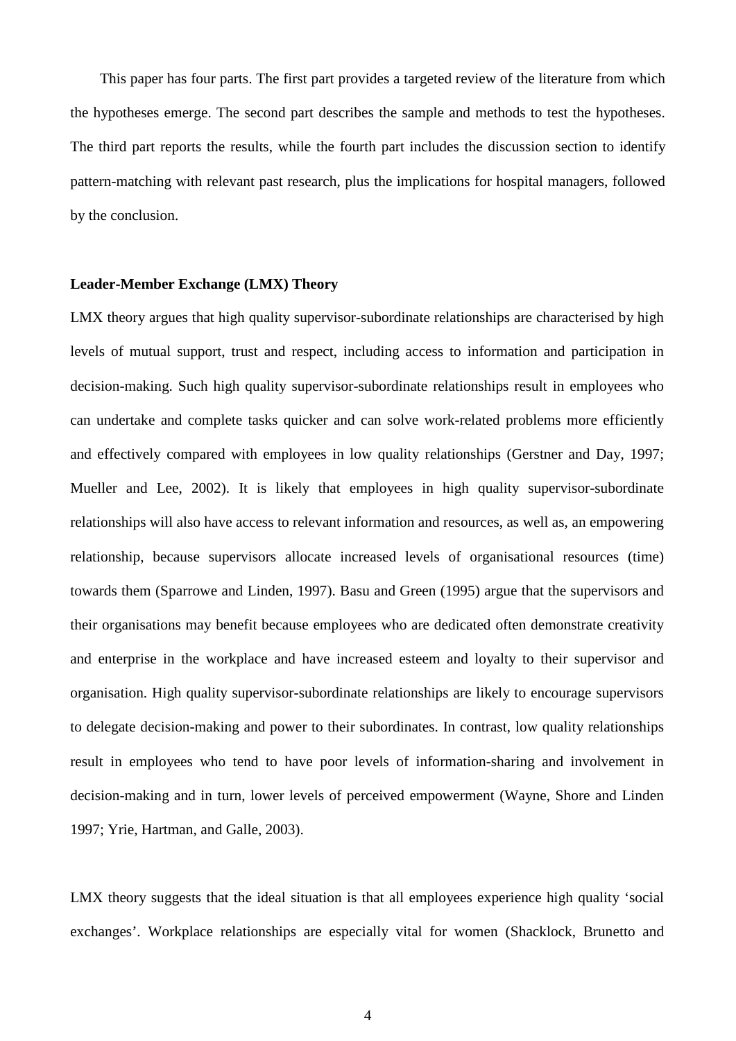This paper has four parts. The first part provides a targeted review of the literature from which the hypotheses emerge. The second part describes the sample and methods to test the hypotheses. The third part reports the results, while the fourth part includes the discussion section to identify pattern-matching with relevant past research, plus the implications for hospital managers, followed by the conclusion.

**Leader-Member Exchange (LMX) Theory**

LMX theory argues that high quality supervisor-subordinate relationships are characterised by high levels of mutual support, trust and respect, including access to information and participation in decision-making. Such high quality supervisor-subordinate relationships result in employees who can undertake and complete tasks quicker and can solve work-related problems more efficiently and effectively compared with employees in low quality relationships (Gerstner and Day, 1997; Mueller and Lee, 2002). It is likely that employees in high quality supervisor-subordinate relationships will also have access to relevant information and resources, as well as, an empowering relationship, because supervisors allocate increased levels of organisational resources (time) towards them (Sparrowe and Linden, 1997). Basu and Green (1995) argue that the supervisors and their organisations may benefit because employees who are dedicated often demonstrate creativity and enterprise in the workplace and have increased esteem and loyalty to their supervisor and organisation. High quality supervisor-subordinate relationships are likely to encourage supervisors to delegate decision-making and power to their subordinates. In contrast, low quality relationships result in employees who tend to have poor levels of information-sharing and involvement in decision-making and in turn, lower levels of perceived empowerment (Wayne, Shore and Linden 1997; Yrie, Hartman, and Galle, 2003).

LMX theory suggests that the ideal situation is that all employees experience high quality 'social exchanges'. Workplace relationships are especially vital for women (Shacklock, Brunetto and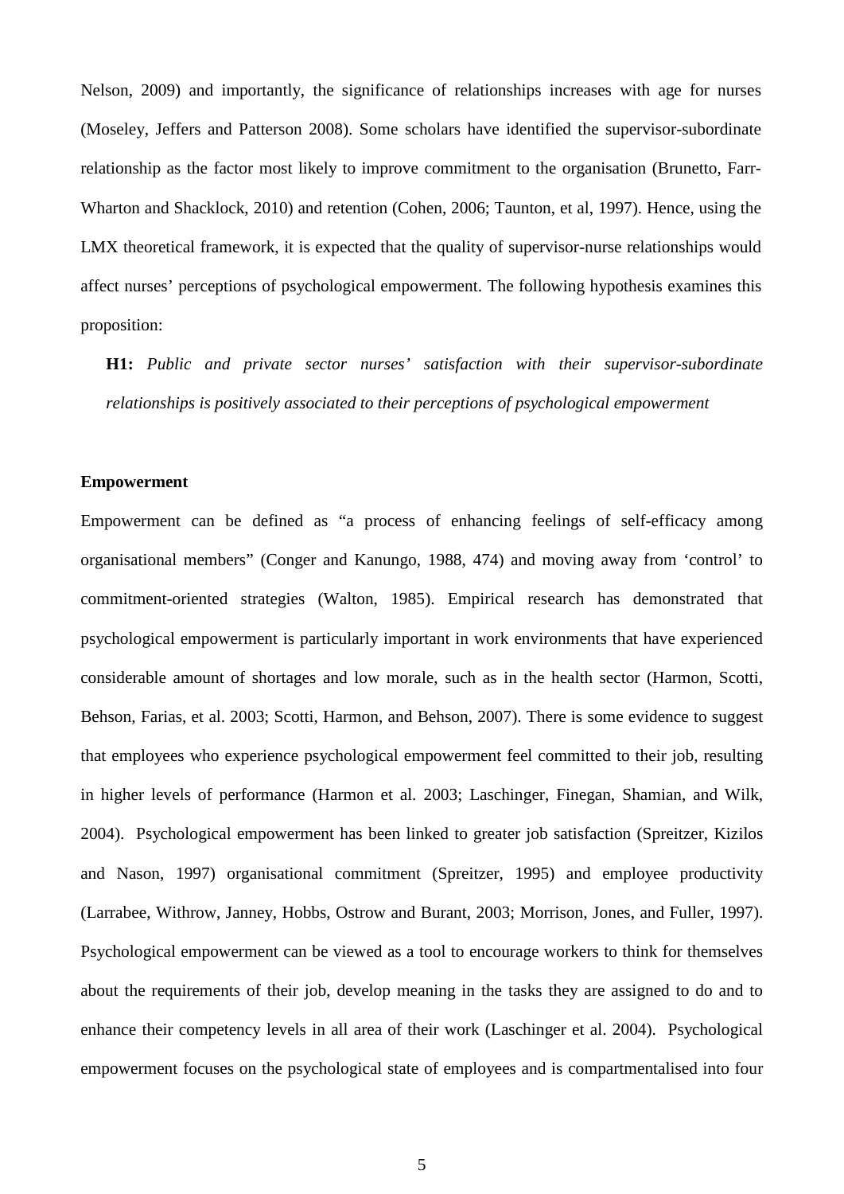Nelson, 2009) and importantly, the significance of relationships increases with age for nurses (Moseley, Jeffers and Patterson 2008). Some scholars have identified the supervisor-subordinate relationship as the factor most likely to improve commitment to the organisation (Brunetto, Farr-Wharton and Shacklock, 2010) and retention (Cohen, 2006; Taunton, et al, 1997). Hence, using the LMX theoretical framework, it is expected that the quality of supervisor-nurse relationships would affect nurses' perceptions of psychological empowerment. The following hypothesis examines this proposition:

**H1:** *Public and private sector nurses' satisfaction with their supervisor-subordinate relationships is positively associated to their perceptions of psychological empowerment*

**Empowerment**

Empowerment can be defined as "a process of enhancing feelings of self-efficacy among organisational members" (Conger and Kanungo, 1988, 474) and moving away from 'control' to commitment-oriented strategies (Walton, 1985). Empirical research has demonstrated that psychological empowerment is particularly important in work environments that have experienced considerable amount of shortages and low morale, such as in the health sector (Harmon, Scotti, Behson, Farias, et al. 2003; Scotti, Harmon, and Behson, 2007). There is some evidence to suggest that employees who experience psychological empowerment feel committed to their job, resulting in higher levels of performance (Harmon et al. 2003; Laschinger, Finegan, Shamian, and Wilk, 2004). Psychological empowerment has been linked to greater job satisfaction (Spreitzer, Kizilos and Nason, 1997) organisational commitment (Spreitzer, 1995) and employee productivity (Larrabee, Withrow, Janney, Hobbs, Ostrow and Burant, 2003; Morrison, Jones, and Fuller, 1997). Psychological empowerment can be viewed as a tool to encourage workers to think for themselves about the requirements of their job, develop meaning in the tasks they are assigned to do and to enhance their competency levels in all area of their work (Laschinger et al. 2004). Psychological empowerment focuses on the psychological state of employees and is compartmentalised into four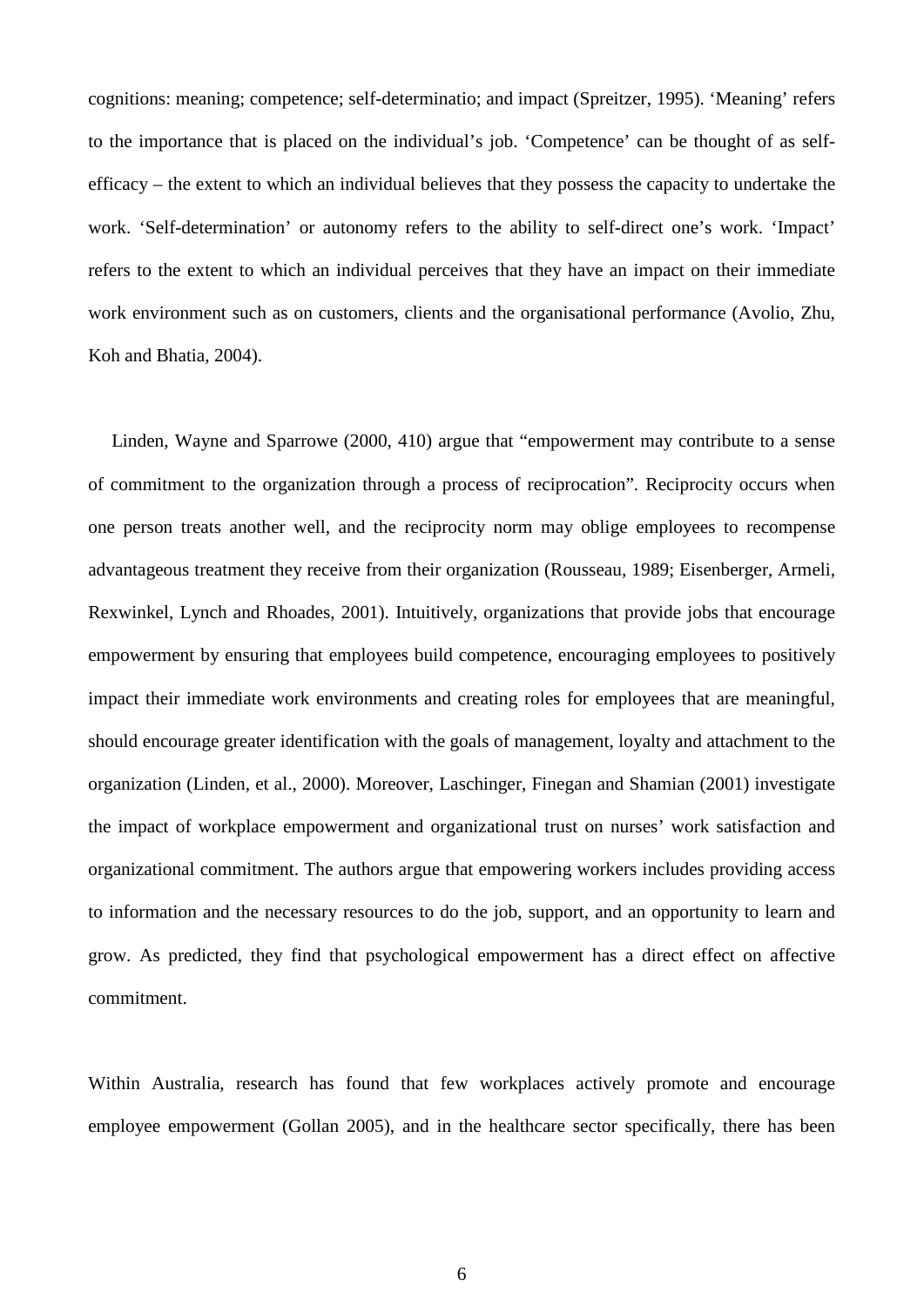cognitions: meaning; competence; self-determinatio; and impact (Spreitzer, 1995). ‘Meaning’ refers to the importance that is placed on the individual’s job. ‘Competence’ can be thought of as self-efficacy – the extent to which an individual believes that they possess the capacity to undertake the work. ‘Self-determination’ or autonomy refers to the ability to self-direct one’s work. ‘Impact’ refers to the extent to which an individual perceives that they have an impact on their immediate work environment such as on customers, clients and the organisational performance (Avolio, Zhu, Koh and Bhatia, 2004).

Linden, Wayne and Sparrowe (2000, 410) argue that “empowerment may contribute to a sense of commitment to the organization through a process of reciprocation”. Reciprocity occurs when one person treats another well, and the reciprocity norm may oblige employees to recompense advantageous treatment they receive from their organization (Rousseau, 1989; Eisenberger, Armeli, Rexwinkel, Lynch and Rhoades, 2001). Intuitively, organizations that provide jobs that encourage empowerment by ensuring that employees build competence, encouraging employees to positively impact their immediate work environments and creating roles for employees that are meaningful, should encourage greater identification with the goals of management, loyalty and attachment to the organization (Linden, et al., 2000). Moreover, Laschinger, Finegan and Shamian (2001) investigate the impact of workplace empowerment and organizational trust on nurses’ work satisfaction and organizational commitment. The authors argue that empowering workers includes providing access to information and the necessary resources to do the job, support, and an opportunity to learn and grow. As predicted, they find that psychological empowerment has a direct effect on affective commitment.

Within Australia, research has found that few workplaces actively promote and encourage employee empowerment (Gollan 2005), and in the healthcare sector specifically, there has been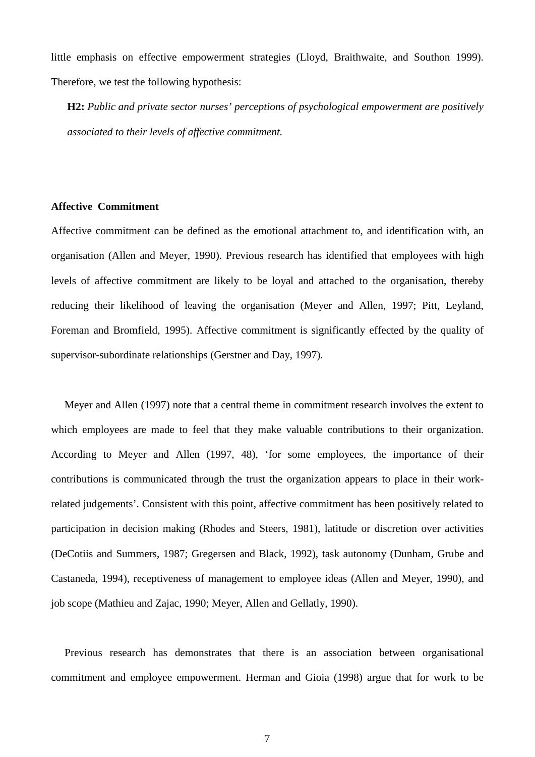little emphasis on effective empowerment strategies (Lloyd, Braithwaite, and Southon 1999). Therefore, we test the following hypothesis:

> **H2:** *Public and private sector nurses' perceptions of psychological empowerment are positively associated to their levels of affective commitment.*

### Affective Commitment

Affective commitment can be defined as the emotional attachment to, and identification with, an organisation (Allen and Meyer, 1990). Previous research has identified that employees with high levels of affective commitment are likely to be loyal and attached to the organisation, thereby reducing their likelihood of leaving the organisation (Meyer and Allen, 1997; Pitt, Leyland, Foreman and Bromfield, 1995). Affective commitment is significantly effected by the quality of supervisor-subordinate relationships (Gerstner and Day, 1997).

Meyer and Allen (1997) note that a central theme in commitment research involves the extent to which employees are made to feel that they make valuable contributions to their organization. According to Meyer and Allen (1997, 48), 'for some employees, the importance of their contributions is communicated through the trust the organization appears to place in their work-related judgements'. Consistent with this point, affective commitment has been positively related to participation in decision making (Rhodes and Steers, 1981), latitude or discretion over activities (DeCotiis and Summers, 1987; Gregersen and Black, 1992), task autonomy (Dunham, Grube and Castaneda, 1994), receptiveness of management to employee ideas (Allen and Meyer, 1990), and job scope (Mathieu and Zajac, 1990; Meyer, Allen and Gellatly, 1990).

Previous research has demonstrates that there is an association between organisational commitment and employee empowerment. Herman and Gioia (1998) argue that for work to be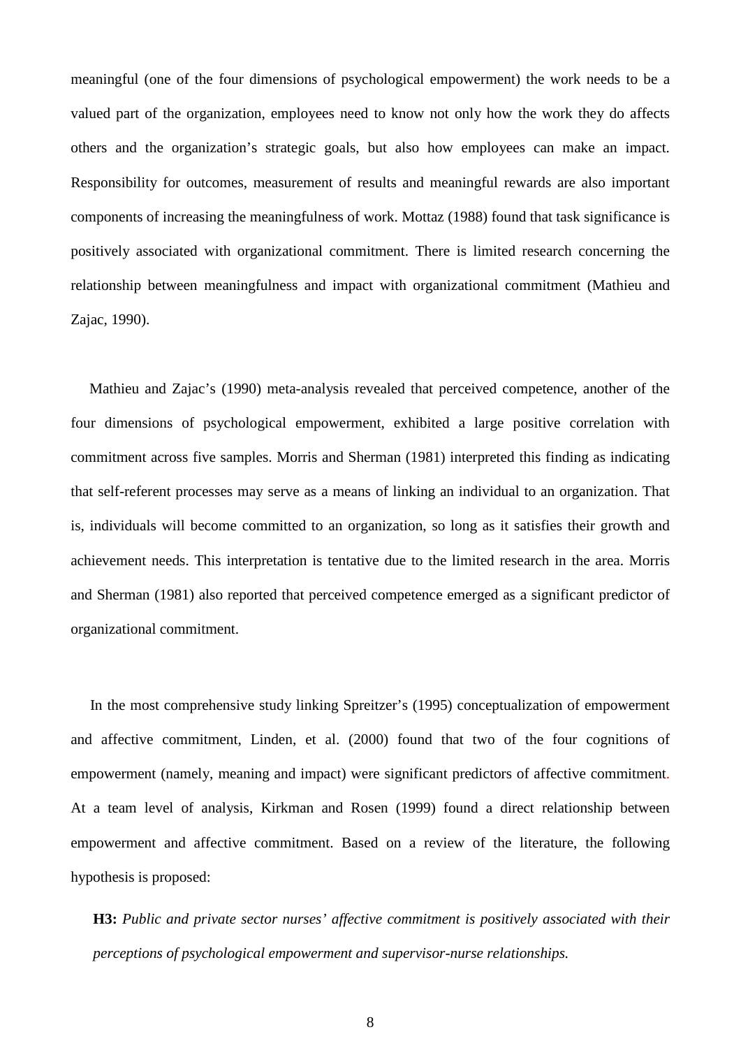meaningful (one of the four dimensions of psychological empowerment) the work needs to be a valued part of the organization, employees need to know not only how the work they do affects others and the organization's strategic goals, but also how employees can make an impact. Responsibility for outcomes, measurement of results and meaningful rewards are also important components of increasing the meaningfulness of work. Mottaz (1988) found that task significance is positively associated with organizational commitment. There is limited research concerning the relationship between meaningfulness and impact with organizational commitment (Mathieu and Zajac, 1990).

Mathieu and Zajac's (1990) meta-analysis revealed that perceived competence, another of the four dimensions of psychological empowerment, exhibited a large positive correlation with commitment across five samples. Morris and Sherman (1981) interpreted this finding as indicating that self-referent processes may serve as a means of linking an individual to an organization. That is, individuals will become committed to an organization, so long as it satisfies their growth and achievement needs. This interpretation is tentative due to the limited research in the area. Morris and Sherman (1981) also reported that perceived competence emerged as a significant predictor of organizational commitment.

In the most comprehensive study linking Spreitzer's (1995) conceptualization of empowerment and affective commitment, Linden, et al. (2000) found that two of the four cognitions of empowerment (namely, meaning and impact) were significant predictors of affective commitment. At a team level of analysis, Kirkman and Rosen (1999) found a direct relationship between empowerment and affective commitment. Based on a review of the literature, the following hypothesis is proposed:

**H3:** *Public and private sector nurses' affective commitment is positively associated with their perceptions of psychological empowerment and supervisor-nurse relationships.*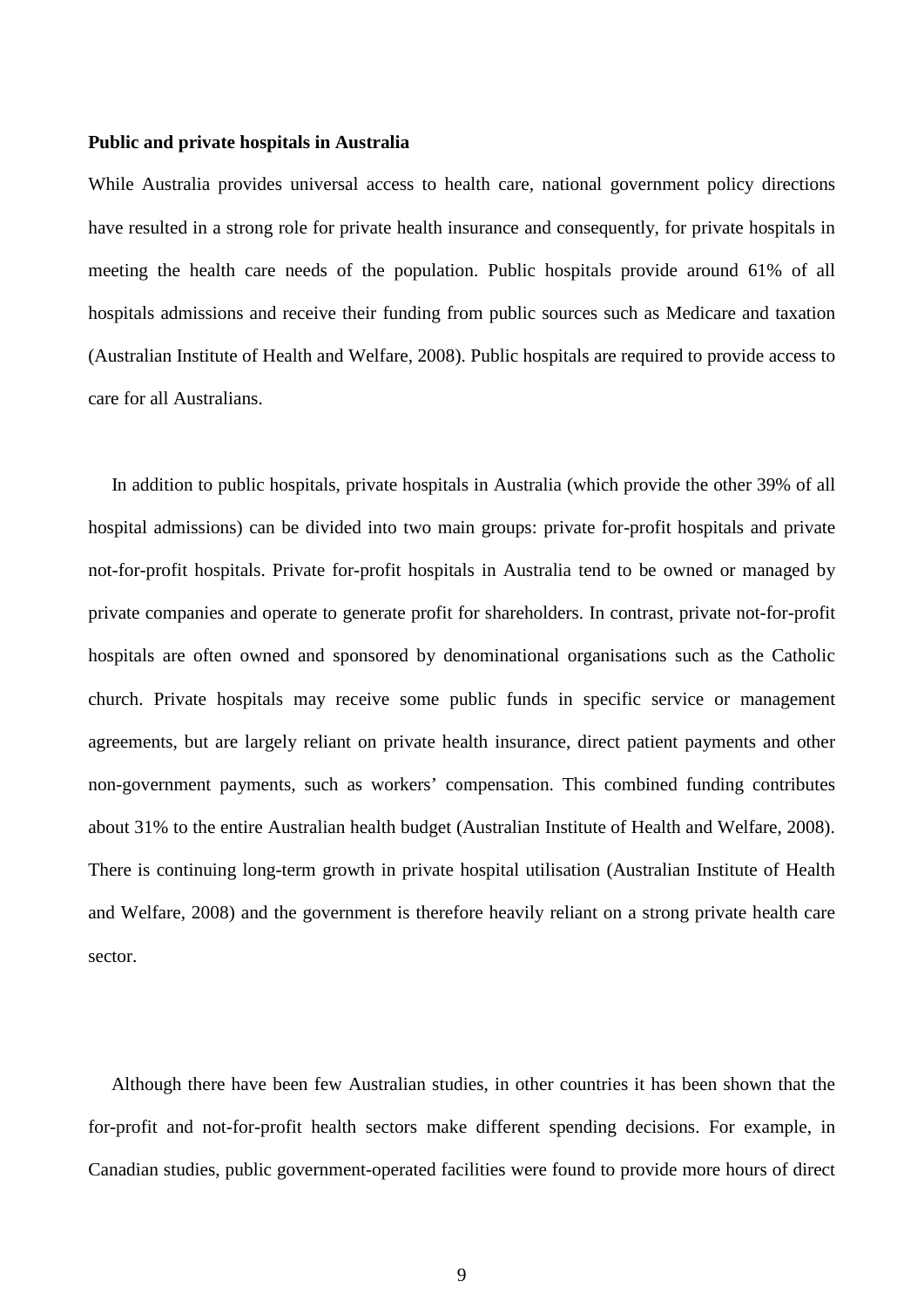**Public and private hospitals in Australia**

While Australia provides universal access to health care, national government policy directions have resulted in a strong role for private health insurance and consequently, for private hospitals in meeting the health care needs of the population. Public hospitals provide around 61% of all hospitals admissions and receive their funding from public sources such as Medicare and taxation (Australian Institute of Health and Welfare, 2008). Public hospitals are required to provide access to care for all Australians.

In addition to public hospitals, private hospitals in Australia (which provide the other 39% of all hospital admissions) can be divided into two main groups: private for-profit hospitals and private not-for-profit hospitals. Private for-profit hospitals in Australia tend to be owned or managed by private companies and operate to generate profit for shareholders. In contrast, private not-for-profit hospitals are often owned and sponsored by denominational organisations such as the Catholic church. Private hospitals may receive some public funds in specific service or management agreements, but are largely reliant on private health insurance, direct patient payments and other non-government payments, such as workers' compensation. This combined funding contributes about 31% to the entire Australian health budget (Australian Institute of Health and Welfare, 2008). There is continuing long-term growth in private hospital utilisation (Australian Institute of Health and Welfare, 2008) and the government is therefore heavily reliant on a strong private health care sector.

Although there have been few Australian studies, in other countries it has been shown that the for-profit and not-for-profit health sectors make different spending decisions. For example, in Canadian studies, public government-operated facilities were found to provide more hours of direct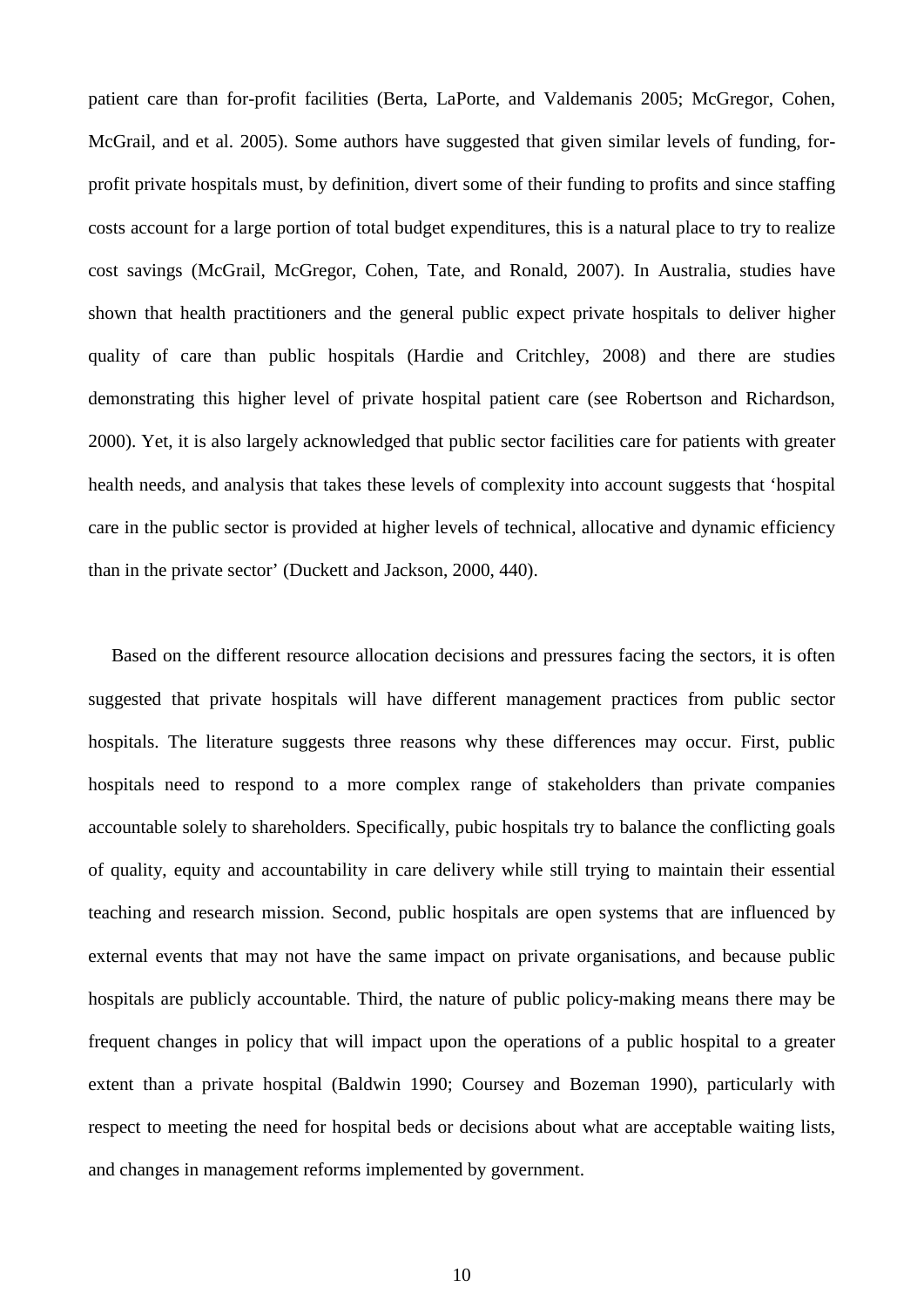patient care than for-profit facilities (Berta, LaPorte, and Valdemanis 2005; McGregor, Cohen, McGrail, and et al. 2005). Some authors have suggested that given similar levels of funding, for-profit private hospitals must, by definition, divert some of their funding to profits and since staffing costs account for a large portion of total budget expenditures, this is a natural place to try to realize cost savings (McGrail, McGregor, Cohen, Tate, and Ronald, 2007). In Australia, studies have shown that health practitioners and the general public expect private hospitals to deliver higher quality of care than public hospitals (Hardie and Critchley, 2008) and there are studies demonstrating this higher level of private hospital patient care (see Robertson and Richardson, 2000). Yet, it is also largely acknowledged that public sector facilities care for patients with greater health needs, and analysis that takes these levels of complexity into account suggests that 'hospital care in the public sector is provided at higher levels of technical, allocative and dynamic efficiency than in the private sector' (Duckett and Jackson, 2000, 440).

Based on the different resource allocation decisions and pressures facing the sectors, it is often suggested that private hospitals will have different management practices from public sector hospitals. The literature suggests three reasons why these differences may occur. First, public hospitals need to respond to a more complex range of stakeholders than private companies accountable solely to shareholders. Specifically, pubic hospitals try to balance the conflicting goals of quality, equity and accountability in care delivery while still trying to maintain their essential teaching and research mission. Second, public hospitals are open systems that are influenced by external events that may not have the same impact on private organisations, and because public hospitals are publicly accountable. Third, the nature of public policy-making means there may be frequent changes in policy that will impact upon the operations of a public hospital to a greater extent than a private hospital (Baldwin 1990; Coursey and Bozeman 1990), particularly with respect to meeting the need for hospital beds or decisions about what are acceptable waiting lists, and changes in management reforms implemented by government.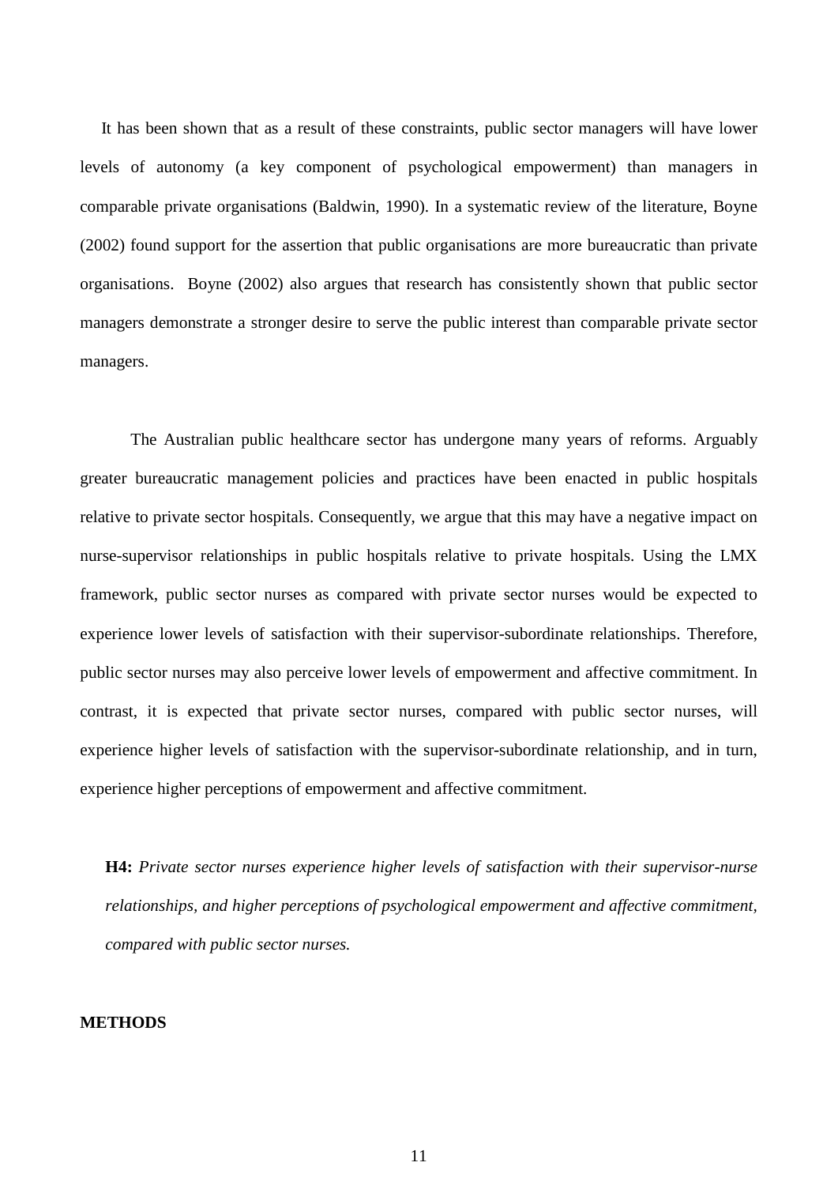It has been shown that as a result of these constraints, public sector managers will have lower levels of autonomy (a key component of psychological empowerment) than managers in comparable private organisations (Baldwin, 1990). In a systematic review of the literature, Boyne (2002) found support for the assertion that public organisations are more bureaucratic than private organisations. Boyne (2002) also argues that research has consistently shown that public sector managers demonstrate a stronger desire to serve the public interest than comparable private sector managers.

The Australian public healthcare sector has undergone many years of reforms. Arguably greater bureaucratic management policies and practices have been enacted in public hospitals relative to private sector hospitals. Consequently, we argue that this may have a negative impact on nurse-supervisor relationships in public hospitals relative to private hospitals. Using the LMX framework, public sector nurses as compared with private sector nurses would be expected to experience lower levels of satisfaction with their supervisor-subordinate relationships. Therefore, public sector nurses may also perceive lower levels of empowerment and affective commitment. In contrast, it is expected that private sector nurses, compared with public sector nurses, will experience higher levels of satisfaction with the supervisor-subordinate relationship, and in turn, experience higher perceptions of empowerment and affective commitment.

**H4:** *Private sector nurses experience higher levels of satisfaction with their supervisor-nurse relationships, and higher perceptions of psychological empowerment and affective commitment, compared with public sector nurses.*

## METHODS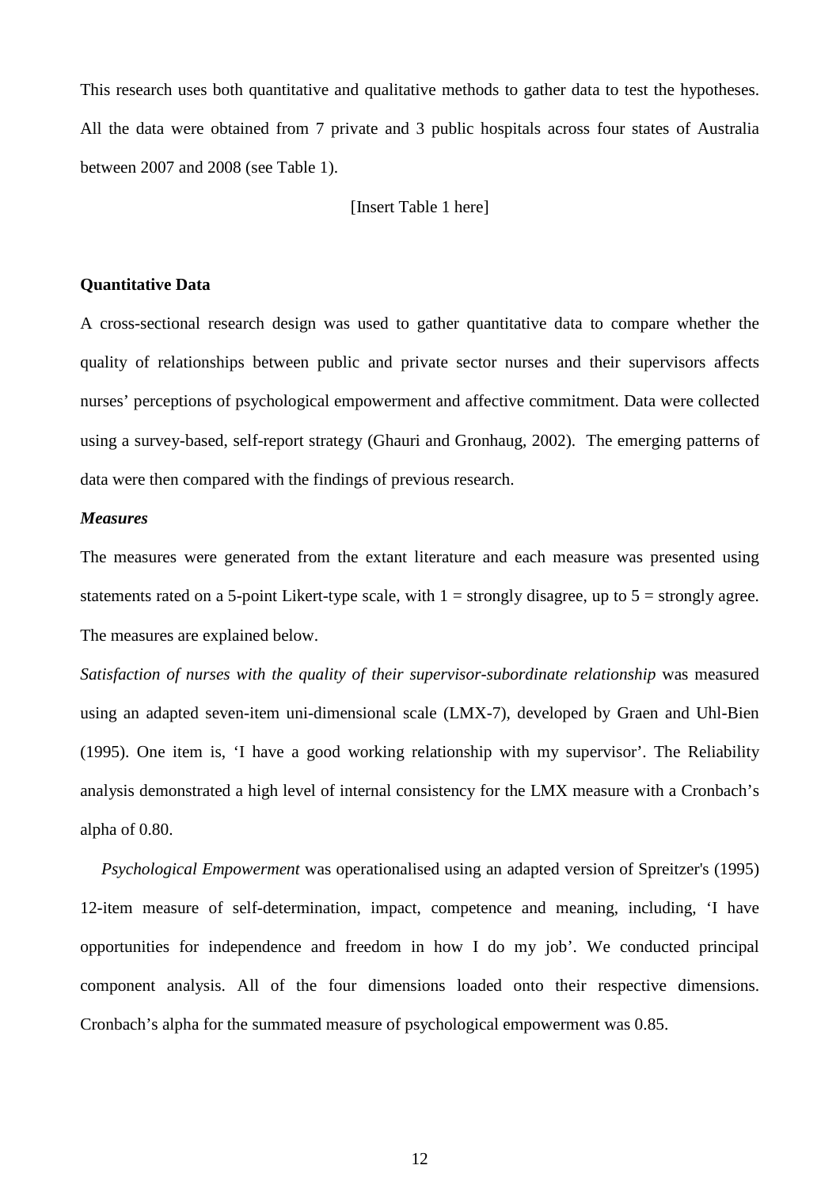This research uses both quantitative and qualitative methods to gather data to test the hypotheses. All the data were obtained from 7 private and 3 public hospitals across four states of Australia between 2007 and 2008 (see Table 1).

[Insert Table 1 here]

## Quantitative Data

A cross-sectional research design was used to gather quantitative data to compare whether the quality of relationships between public and private sector nurses and their supervisors affects nurses' perceptions of psychological empowerment and affective commitment. Data were collected using a survey-based, self-report strategy (Ghauri and Gronhaug, 2002). The emerging patterns of data were then compared with the findings of previous research.

### *Measures*

The measures were generated from the extant literature and each measure was presented using statements rated on a 5-point Likert-type scale, with 1 = strongly disagree, up to 5 = strongly agree. The measures are explained below.

*Satisfaction of nurses with the quality of their supervisor-subordinate relationship* was measured using an adapted seven-item uni-dimensional scale (LMX-7), developed by Graen and Uhl-Bien (1995). One item is, 'I have a good working relationship with my supervisor'. The Reliability analysis demonstrated a high level of internal consistency for the LMX measure with a Cronbach's alpha of 0.80.

*Psychological Empowerment* was operationalised using an adapted version of Spreitzer's (1995) 12-item measure of self-determination, impact, competence and meaning, including, 'I have opportunities for independence and freedom in how I do my job'. We conducted principal component analysis. All of the four dimensions loaded onto their respective dimensions. Cronbach's alpha for the summated measure of psychological empowerment was 0.85.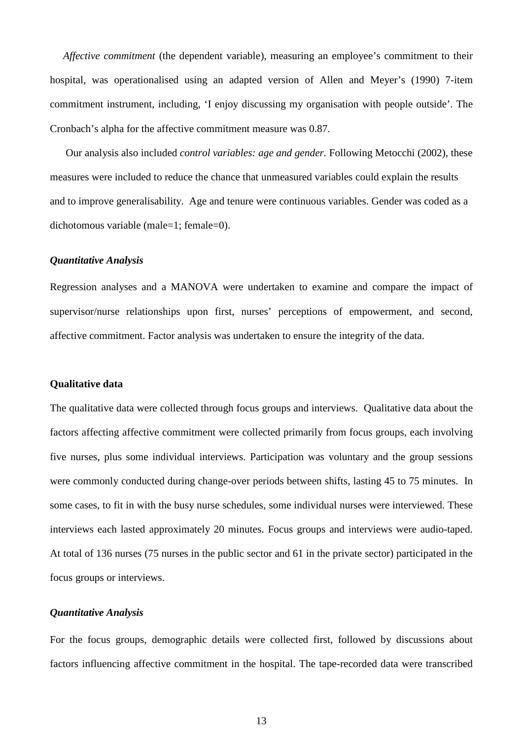*Affective commitment* (the dependent variable), measuring an employee's commitment to their hospital, was operationalised using an adapted version of Allen and Meyer's (1990) 7-item commitment instrument, including, 'I enjoy discussing my organisation with people outside'. The Cronbach's alpha for the affective commitment measure was 0.87.

Our analysis also included *control variables: age and gender.* Following Metocchi (2002), these measures were included to reduce the chance that unmeasured variables could explain the results and to improve generalisability. Age and tenure were continuous variables. Gender was coded as a dichotomous variable (male=1; female=0).

### *Quantitative Analysis*

Regression analyses and a MANOVA were undertaken to examine and compare the impact of supervisor/nurse relationships upon first, nurses' perceptions of empowerment, and second, affective commitment. Factor analysis was undertaken to ensure the integrity of the data.

### Qualitative data

The qualitative data were collected through focus groups and interviews. Qualitative data about the factors affecting affective commitment were collected primarily from focus groups, each involving five nurses, plus some individual interviews. Participation was voluntary and the group sessions were commonly conducted during change-over periods between shifts, lasting 45 to 75 minutes. In some cases, to fit in with the busy nurse schedules, some individual nurses were interviewed. These interviews each lasted approximately 20 minutes. Focus groups and interviews were audio-taped. At total of 136 nurses (75 nurses in the public sector and 61 in the private sector) participated in the focus groups or interviews.

### *Quantitative Analysis*

For the focus groups, demographic details were collected first, followed by discussions about factors influencing affective commitment in the hospital. The tape-recorded data were transcribed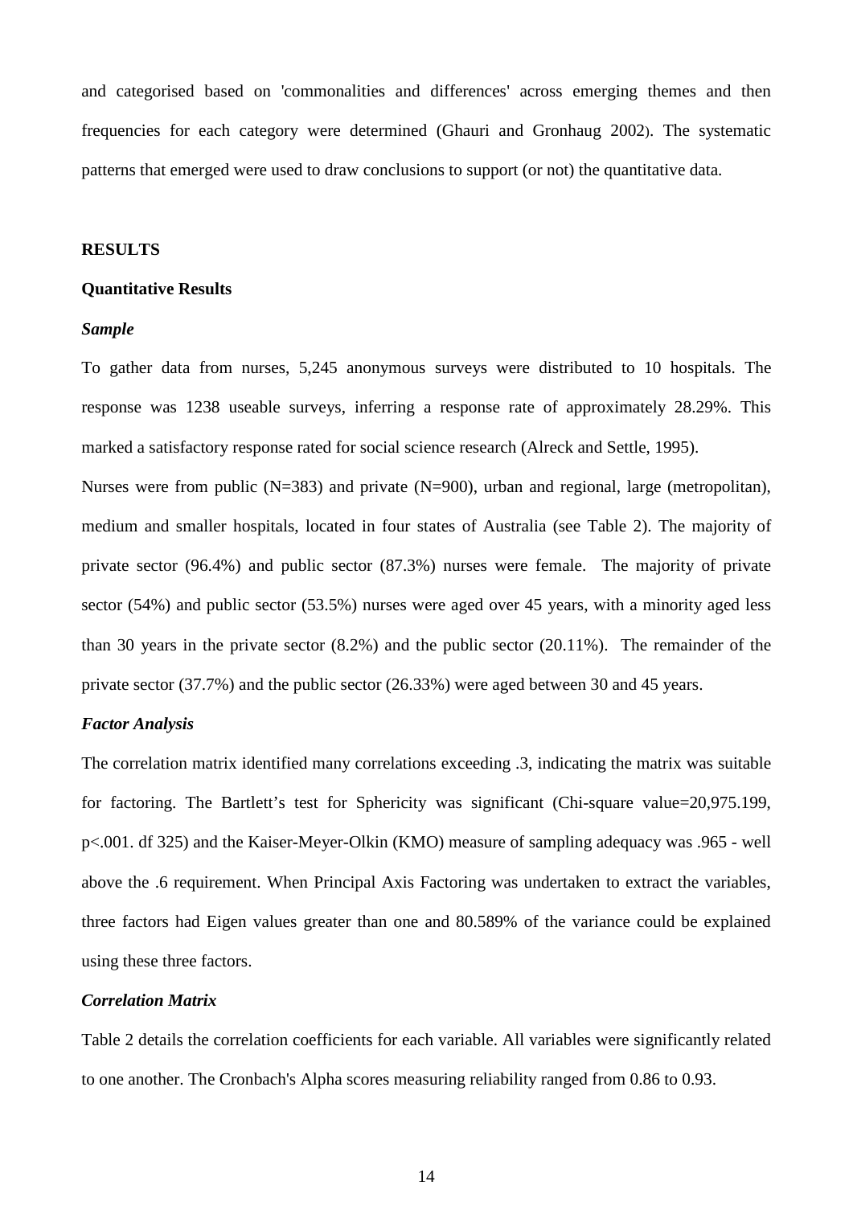and categorised based on 'commonalities and differences' across emerging themes and then frequencies for each category were determined (Ghauri and Gronhaug 2002). The systematic patterns that emerged were used to draw conclusions to support (or not) the quantitative data.

## RESULTS

### Quantitative Results

#### *Sample*

To gather data from nurses, 5,245 anonymous surveys were distributed to 10 hospitals. The response was 1238 useable surveys, inferring a response rate of approximately 28.29%. This marked a satisfactory response rated for social science research (Alreck and Settle, 1995).

Nurses were from public (N=383) and private (N=900), urban and regional, large (metropolitan), medium and smaller hospitals, located in four states of Australia (see Table 2). The majority of private sector (96.4%) and public sector (87.3%) nurses were female. The majority of private sector (54%) and public sector (53.5%) nurses were aged over 45 years, with a minority aged less than 30 years in the private sector (8.2%) and the public sector (20.11%). The remainder of the private sector (37.7%) and the public sector (26.33%) were aged between 30 and 45 years.

#### *Factor Analysis*

The correlation matrix identified many correlations exceeding .3, indicating the matrix was suitable for factoring. The Bartlett's test for Sphericity was significant (Chi-square value=20,975.199, p<.001. df 325) and the Kaiser-Meyer-Olkin (KMO) measure of sampling adequacy was .965 - well above the .6 requirement. When Principal Axis Factoring was undertaken to extract the variables, three factors had Eigen values greater than one and 80.589% of the variance could be explained using these three factors.

#### *Correlation Matrix*

Table 2 details the correlation coefficients for each variable. All variables were significantly related to one another. The Cronbach's Alpha scores measuring reliability ranged from 0.86 to 0.93.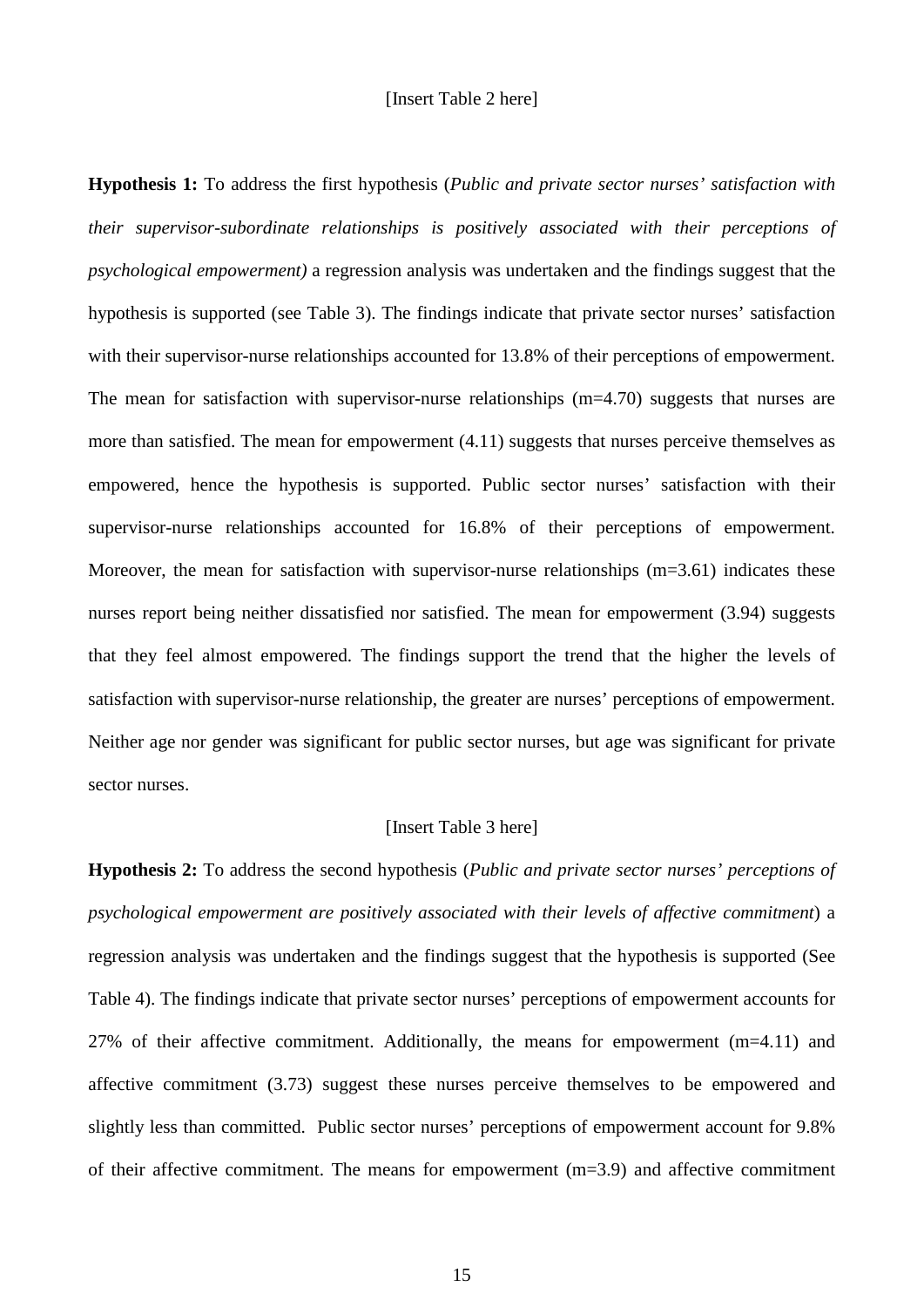[Insert Table 2 here]

**Hypothesis 1:** To address the first hypothesis (*Public and private sector nurses' satisfaction with their supervisor-subordinate relationships is positively associated with their perceptions of psychological empowerment)* a regression analysis was undertaken and the findings suggest that the hypothesis is supported (see Table 3). The findings indicate that private sector nurses' satisfaction with their supervisor-nurse relationships accounted for 13.8% of their perceptions of empowerment. The mean for satisfaction with supervisor-nurse relationships (m=4.70) suggests that nurses are more than satisfied. The mean for empowerment (4.11) suggests that nurses perceive themselves as empowered, hence the hypothesis is supported. Public sector nurses' satisfaction with their supervisor-nurse relationships accounted for 16.8% of their perceptions of empowerment. Moreover, the mean for satisfaction with supervisor-nurse relationships (m=3.61) indicates these nurses report being neither dissatisfied nor satisfied. The mean for empowerment (3.94) suggests that they feel almost empowered. The findings support the trend that the higher the levels of satisfaction with supervisor-nurse relationship, the greater are nurses' perceptions of empowerment. Neither age nor gender was significant for public sector nurses, but age was significant for private sector nurses.

[Insert Table 3 here]

**Hypothesis 2:** To address the second hypothesis (*Public and private sector nurses' perceptions of psychological empowerment are positively associated with their levels of affective commitment*) a regression analysis was undertaken and the findings suggest that the hypothesis is supported (See Table 4). The findings indicate that private sector nurses' perceptions of empowerment accounts for 27% of their affective commitment. Additionally, the means for empowerment (m=4.11) and affective commitment (3.73) suggest these nurses perceive themselves to be empowered and slightly less than committed. Public sector nurses' perceptions of empowerment account for 9.8% of their affective commitment. The means for empowerment (m=3.9) and affective commitment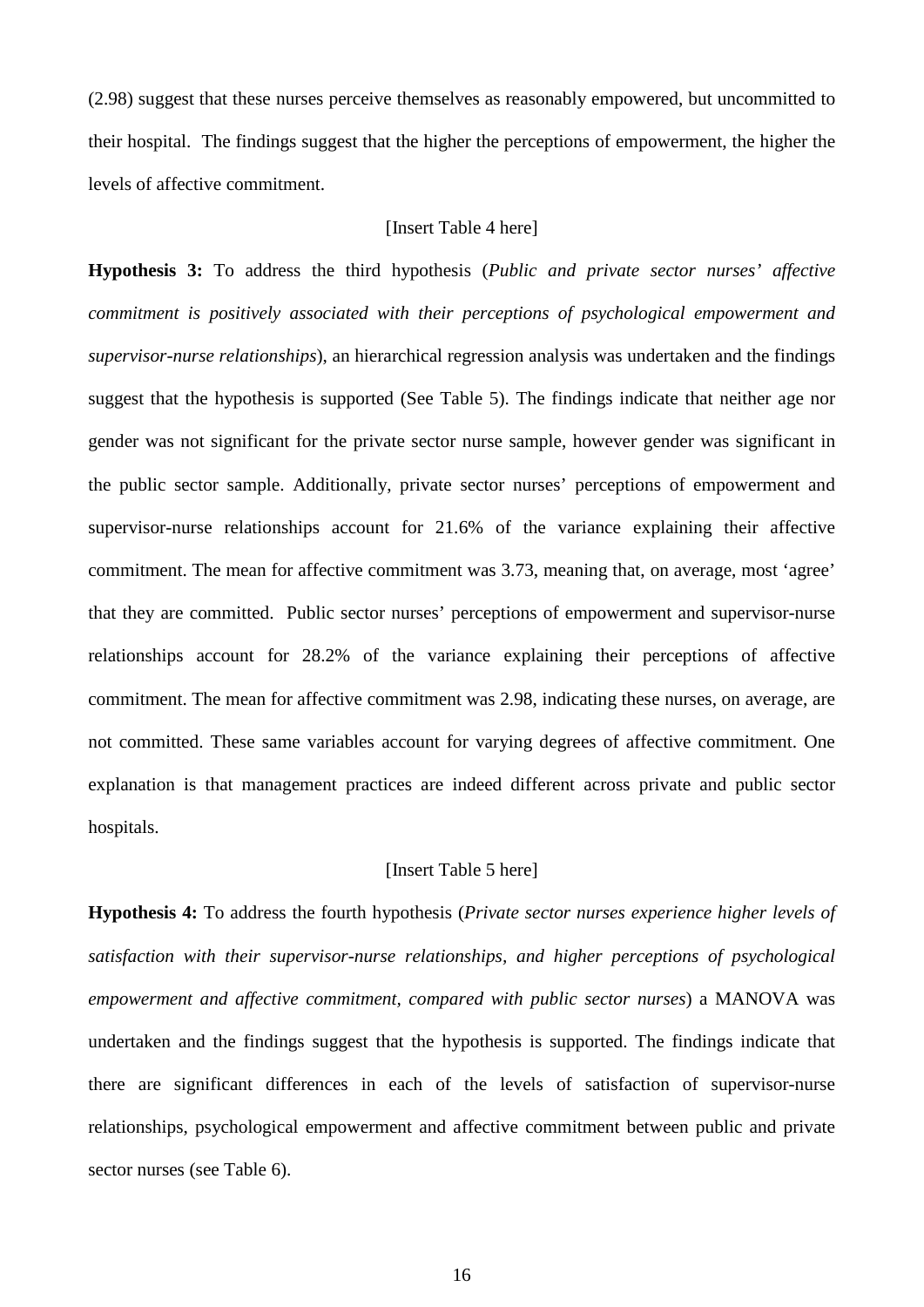(2.98) suggest that these nurses perceive themselves as reasonably empowered, but uncommitted to their hospital. The findings suggest that the higher the perceptions of empowerment, the higher the levels of affective commitment.

[Insert Table 4 here]

**Hypothesis 3:** To address the third hypothesis (*Public and private sector nurses' affective commitment is positively associated with their perceptions of psychological empowerment and supervisor-nurse relationships*), an hierarchical regression analysis was undertaken and the findings suggest that the hypothesis is supported (See Table 5). The findings indicate that neither age nor gender was not significant for the private sector nurse sample, however gender was significant in the public sector sample. Additionally, private sector nurses' perceptions of empowerment and supervisor-nurse relationships account for 21.6% of the variance explaining their affective commitment. The mean for affective commitment was 3.73, meaning that, on average, most 'agree' that they are committed. Public sector nurses' perceptions of empowerment and supervisor-nurse relationships account for 28.2% of the variance explaining their perceptions of affective commitment. The mean for affective commitment was 2.98, indicating these nurses, on average, are not committed. These same variables account for varying degrees of affective commitment. One explanation is that management practices are indeed different across private and public sector hospitals.

[Insert Table 5 here]

**Hypothesis 4:** To address the fourth hypothesis (*Private sector nurses experience higher levels of satisfaction with their supervisor-nurse relationships, and higher perceptions of psychological empowerment and affective commitment, compared with public sector nurses*) a MANOVA was undertaken and the findings suggest that the hypothesis is supported. The findings indicate that there are significant differences in each of the levels of satisfaction of supervisor-nurse relationships, psychological empowerment and affective commitment between public and private sector nurses (see Table 6).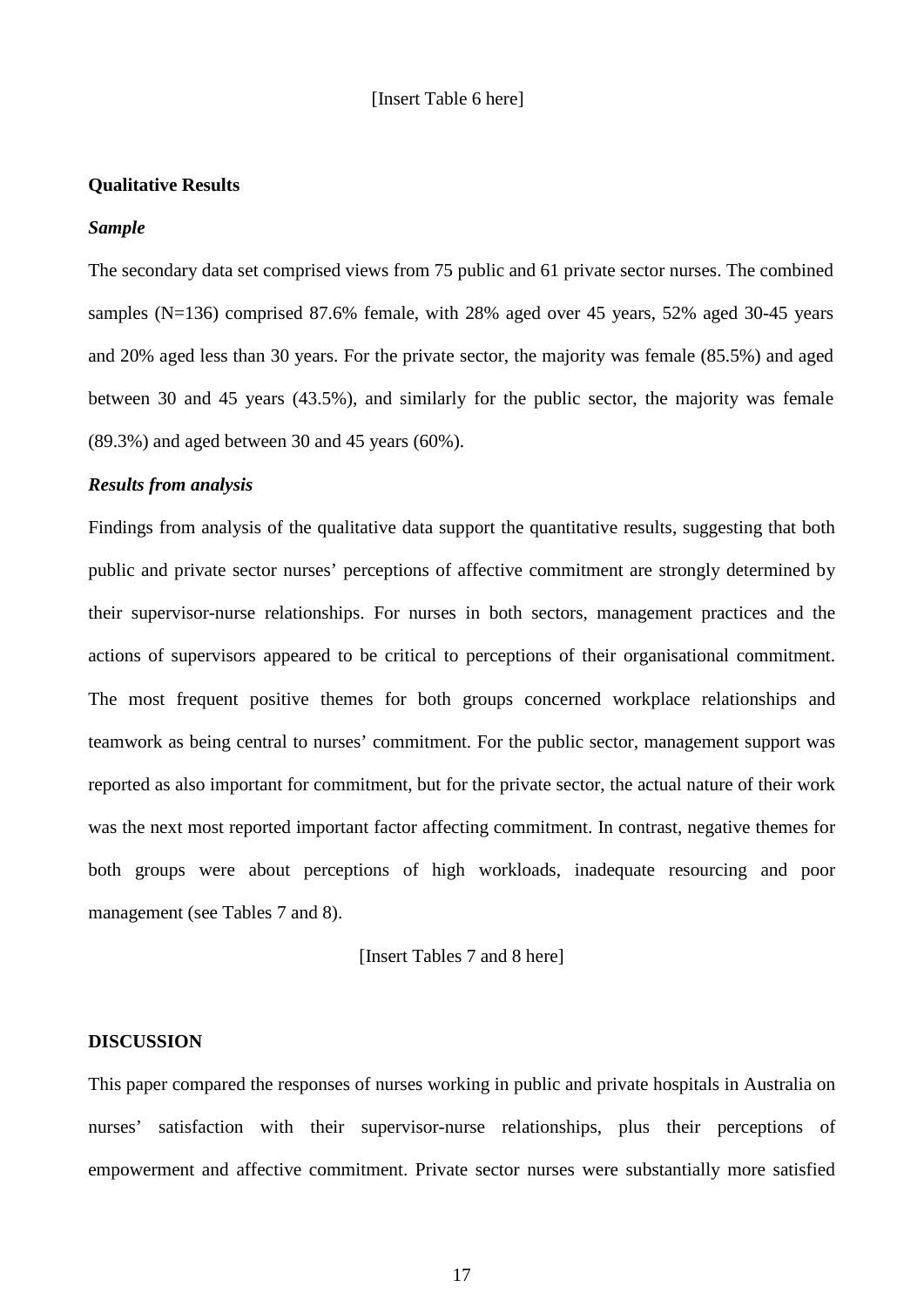[Insert Table 6 here]

**Qualitative Results**

***Sample***

The secondary data set comprised views from 75 public and 61 private sector nurses. The combined samples (N=136) comprised 87.6% female, with 28% aged over 45 years, 52% aged 30-45 years and 20% aged less than 30 years. For the private sector, the majority was female (85.5%) and aged between 30 and 45 years (43.5%), and similarly for the public sector, the majority was female (89.3%) and aged between 30 and 45 years (60%).

***Results from analysis***

Findings from analysis of the qualitative data support the quantitative results, suggesting that both public and private sector nurses' perceptions of affective commitment are strongly determined by their supervisor-nurse relationships. For nurses in both sectors, management practices and the actions of supervisors appeared to be critical to perceptions of their organisational commitment. The most frequent positive themes for both groups concerned workplace relationships and teamwork as being central to nurses' commitment. For the public sector, management support was reported as also important for commitment, but for the private sector, the actual nature of their work was the next most reported important factor affecting commitment. In contrast, negative themes for both groups were about perceptions of high workloads, inadequate resourcing and poor management (see Tables 7 and 8).

[Insert Tables 7 and 8 here]

**DISCUSSION**

This paper compared the responses of nurses working in public and private hospitals in Australia on nurses' satisfaction with their supervisor-nurse relationships, plus their perceptions of empowerment and affective commitment. Private sector nurses were substantially more satisfied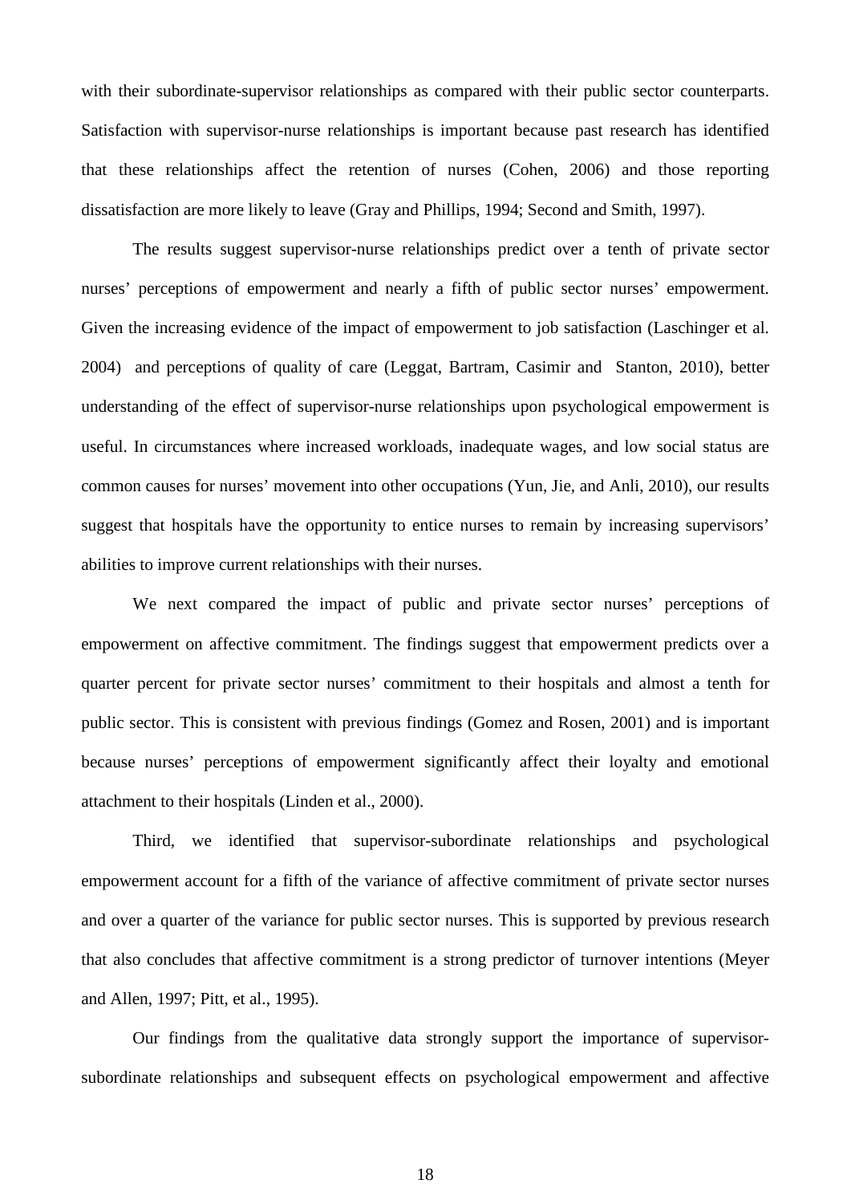with their subordinate-supervisor relationships as compared with their public sector counterparts. Satisfaction with supervisor-nurse relationships is important because past research has identified that these relationships affect the retention of nurses (Cohen, 2006) and those reporting dissatisfaction are more likely to leave (Gray and Phillips, 1994; Second and Smith, 1997).

The results suggest supervisor-nurse relationships predict over a tenth of private sector nurses' perceptions of empowerment and nearly a fifth of public sector nurses' empowerment. Given the increasing evidence of the impact of empowerment to job satisfaction (Laschinger et al. 2004) and perceptions of quality of care (Leggat, Bartram, Casimir and Stanton, 2010), better understanding of the effect of supervisor-nurse relationships upon psychological empowerment is useful. In circumstances where increased workloads, inadequate wages, and low social status are common causes for nurses' movement into other occupations (Yun, Jie, and Anli, 2010), our results suggest that hospitals have the opportunity to entice nurses to remain by increasing supervisors' abilities to improve current relationships with their nurses.

We next compared the impact of public and private sector nurses' perceptions of empowerment on affective commitment. The findings suggest that empowerment predicts over a quarter percent for private sector nurses' commitment to their hospitals and almost a tenth for public sector. This is consistent with previous findings (Gomez and Rosen, 2001) and is important because nurses' perceptions of empowerment significantly affect their loyalty and emotional attachment to their hospitals (Linden et al., 2000).

Third, we identified that supervisor-subordinate relationships and psychological empowerment account for a fifth of the variance of affective commitment of private sector nurses and over a quarter of the variance for public sector nurses. This is supported by previous research that also concludes that affective commitment is a strong predictor of turnover intentions (Meyer and Allen, 1997; Pitt, et al., 1995).

Our findings from the qualitative data strongly support the importance of supervisor-subordinate relationships and subsequent effects on psychological empowerment and affective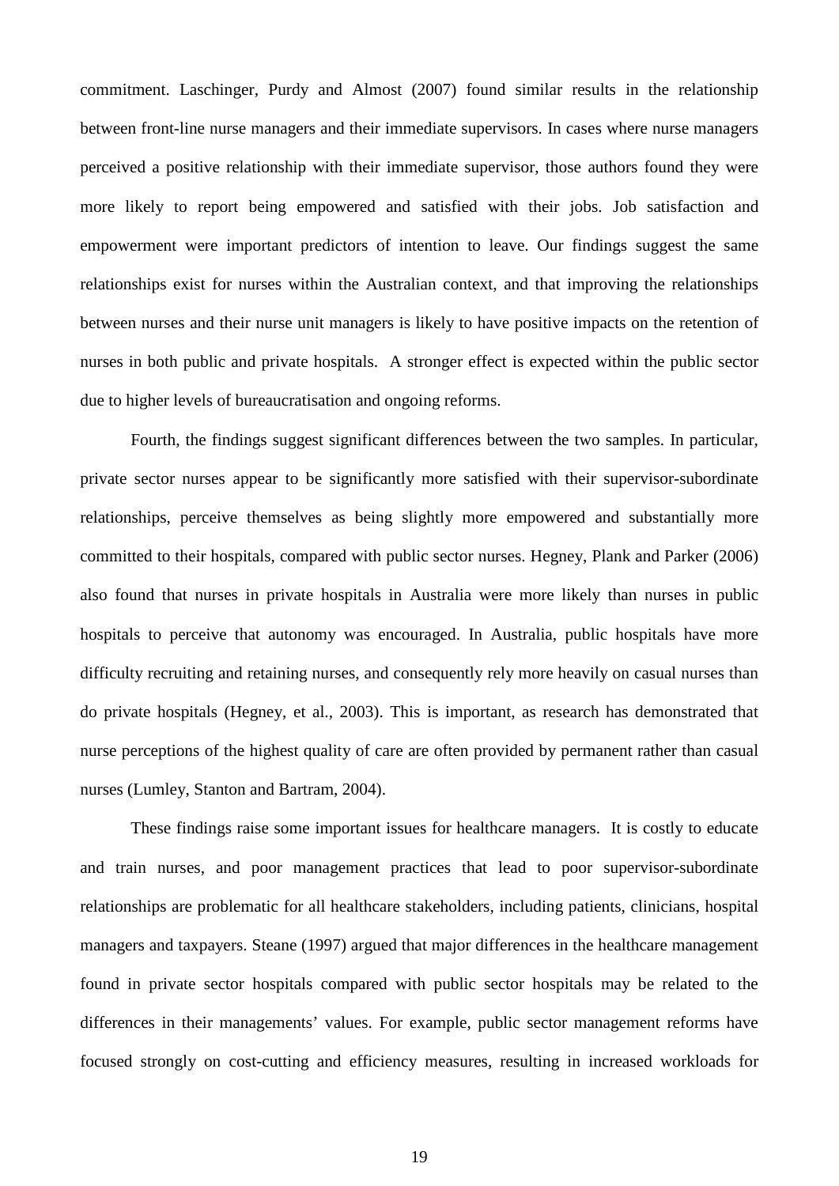commitment. Laschinger, Purdy and Almost (2007) found similar results in the relationship between front-line nurse managers and their immediate supervisors. In cases where nurse managers perceived a positive relationship with their immediate supervisor, those authors found they were more likely to report being empowered and satisfied with their jobs. Job satisfaction and empowerment were important predictors of intention to leave. Our findings suggest the same relationships exist for nurses within the Australian context, and that improving the relationships between nurses and their nurse unit managers is likely to have positive impacts on the retention of nurses in both public and private hospitals. A stronger effect is expected within the public sector due to higher levels of bureaucratisation and ongoing reforms.

Fourth, the findings suggest significant differences between the two samples. In particular, private sector nurses appear to be significantly more satisfied with their supervisor-subordinate relationships, perceive themselves as being slightly more empowered and substantially more committed to their hospitals, compared with public sector nurses. Hegney, Plank and Parker (2006) also found that nurses in private hospitals in Australia were more likely than nurses in public hospitals to perceive that autonomy was encouraged. In Australia, public hospitals have more difficulty recruiting and retaining nurses, and consequently rely more heavily on casual nurses than do private hospitals (Hegney, et al., 2003). This is important, as research has demonstrated that nurse perceptions of the highest quality of care are often provided by permanent rather than casual nurses (Lumley, Stanton and Bartram, 2004).

These findings raise some important issues for healthcare managers. It is costly to educate and train nurses, and poor management practices that lead to poor supervisor-subordinate relationships are problematic for all healthcare stakeholders, including patients, clinicians, hospital managers and taxpayers. Steane (1997) argued that major differences in the healthcare management found in private sector hospitals compared with public sector hospitals may be related to the differences in their managements' values. For example, public sector management reforms have focused strongly on cost-cutting and efficiency measures, resulting in increased workloads for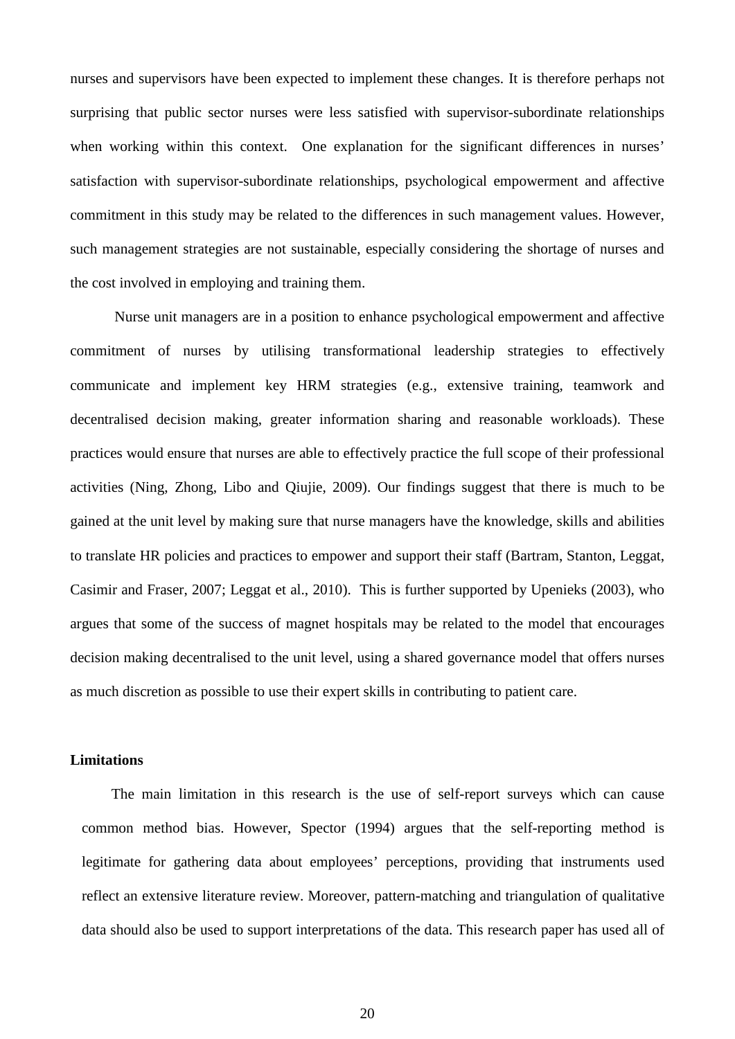nurses and supervisors have been expected to implement these changes. It is therefore perhaps not surprising that public sector nurses were less satisfied with supervisor-subordinate relationships when working within this context. One explanation for the significant differences in nurses' satisfaction with supervisor-subordinate relationships, psychological empowerment and affective commitment in this study may be related to the differences in such management values. However, such management strategies are not sustainable, especially considering the shortage of nurses and the cost involved in employing and training them.

Nurse unit managers are in a position to enhance psychological empowerment and affective commitment of nurses by utilising transformational leadership strategies to effectively communicate and implement key HRM strategies (e.g., extensive training, teamwork and decentralised decision making, greater information sharing and reasonable workloads). These practices would ensure that nurses are able to effectively practice the full scope of their professional activities (Ning, Zhong, Libo and Qiujie, 2009). Our findings suggest that there is much to be gained at the unit level by making sure that nurse managers have the knowledge, skills and abilities to translate HR policies and practices to empower and support their staff (Bartram, Stanton, Leggat, Casimir and Fraser, 2007; Leggat et al., 2010). This is further supported by Upenieks (2003), who argues that some of the success of magnet hospitals may be related to the model that encourages decision making decentralised to the unit level, using a shared governance model that offers nurses as much discretion as possible to use their expert skills in contributing to patient care.

**Limitations**

The main limitation in this research is the use of self-report surveys which can cause common method bias. However, Spector (1994) argues that the self-reporting method is legitimate for gathering data about employees' perceptions, providing that instruments used reflect an extensive literature review. Moreover, pattern-matching and triangulation of qualitative data should also be used to support interpretations of the data. This research paper has used all of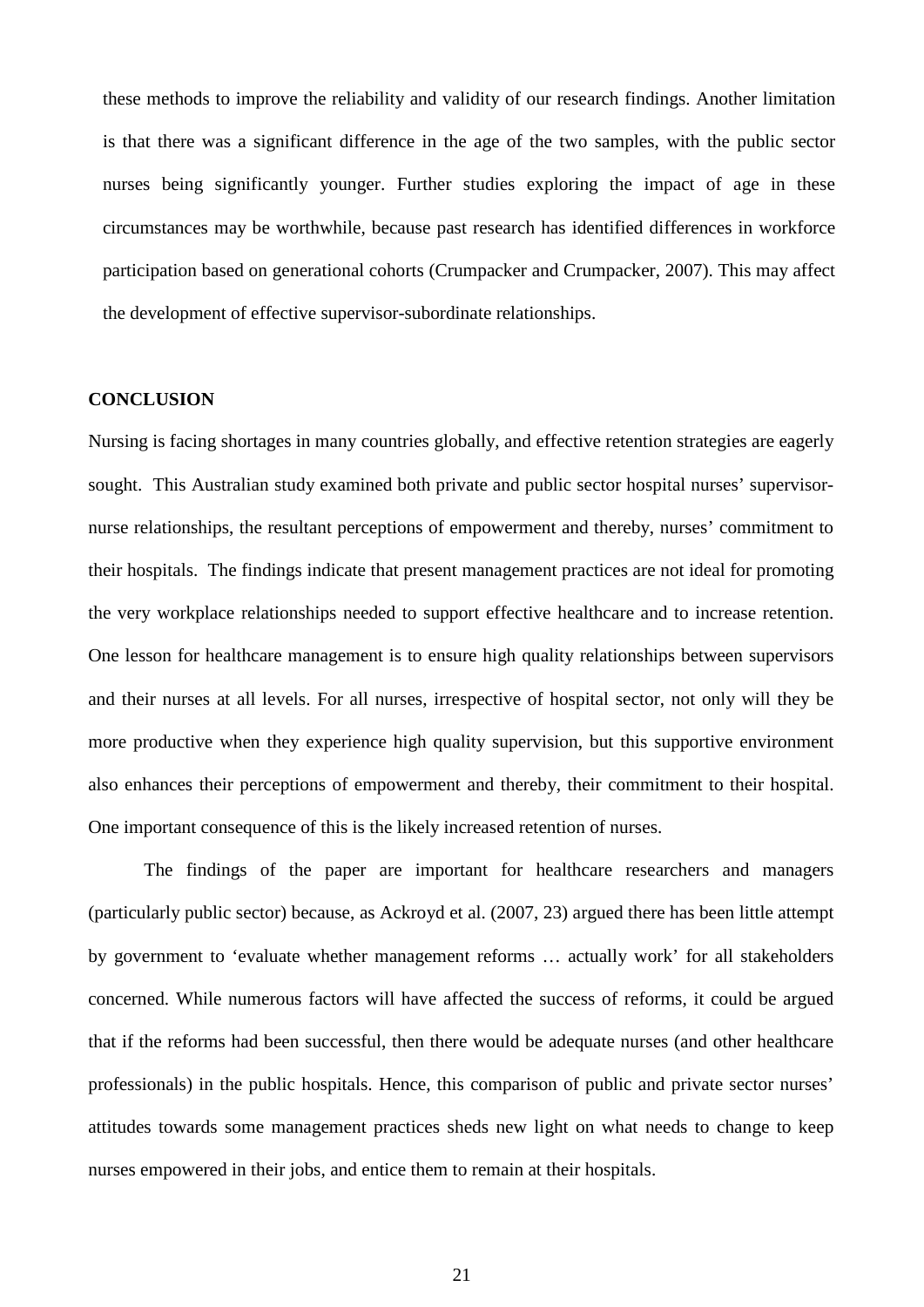these methods to improve the reliability and validity of our research findings. Another limitation is that there was a significant difference in the age of the two samples, with the public sector nurses being significantly younger. Further studies exploring the impact of age in these circumstances may be worthwhile, because past research has identified differences in workforce participation based on generational cohorts (Crumpacker and Crumpacker, 2007). This may affect the development of effective supervisor-subordinate relationships.

## CONCLUSION

Nursing is facing shortages in many countries globally, and effective retention strategies are eagerly sought. This Australian study examined both private and public sector hospital nurses' supervisor-nurse relationships, the resultant perceptions of empowerment and thereby, nurses' commitment to their hospitals. The findings indicate that present management practices are not ideal for promoting the very workplace relationships needed to support effective healthcare and to increase retention. One lesson for healthcare management is to ensure high quality relationships between supervisors and their nurses at all levels. For all nurses, irrespective of hospital sector, not only will they be more productive when they experience high quality supervision, but this supportive environment also enhances their perceptions of empowerment and thereby, their commitment to their hospital. One important consequence of this is the likely increased retention of nurses.

The findings of the paper are important for healthcare researchers and managers (particularly public sector) because, as Ackroyd et al. (2007, 23) argued there has been little attempt by government to 'evaluate whether management reforms … actually work' for all stakeholders concerned. While numerous factors will have affected the success of reforms, it could be argued that if the reforms had been successful, then there would be adequate nurses (and other healthcare professionals) in the public hospitals. Hence, this comparison of public and private sector nurses' attitudes towards some management practices sheds new light on what needs to change to keep nurses empowered in their jobs, and entice them to remain at their hospitals.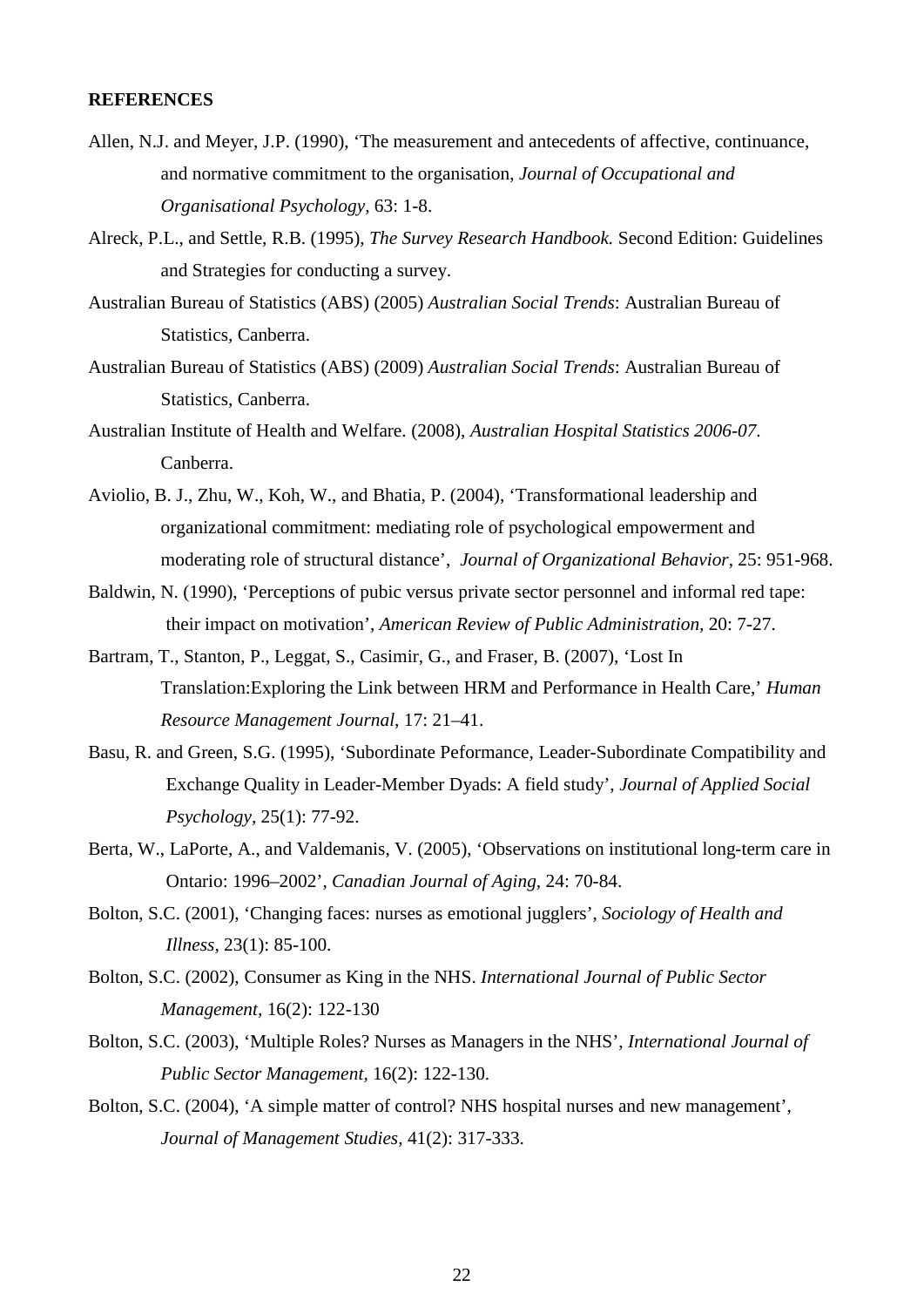**REFERENCES**

Allen, N.J. and Meyer, J.P. (1990), 'The measurement and antecedents of affective, continuance, and normative commitment to the organisation, *Journal of Occupational and Organisational Psychology*, 63: 1-8.

Alreck, P.L., and Settle, R.B. (1995), *The Survey Research Handbook.* Second Edition: Guidelines and Strategies for conducting a survey.

Australian Bureau of Statistics (ABS) (2005) *Australian Social Trends*: Australian Bureau of Statistics, Canberra.

Australian Bureau of Statistics (ABS) (2009) *Australian Social Trends*: Australian Bureau of Statistics, Canberra.

Australian Institute of Health and Welfare. (2008), *Australian Hospital Statistics 2006-07*. Canberra.

Aviolio, B. J., Zhu, W., Koh, W., and Bhatia, P. (2004), 'Transformational leadership and organizational commitment: mediating role of psychological empowerment and moderating role of structural distance', *Journal of Organizational Behavior*, 25: 951-968.

Baldwin, N. (1990), 'Perceptions of pubic versus private sector personnel and informal red tape: their impact on motivation', *American Review of Public Administration*, 20: 7-27.

Bartram, T., Stanton, P., Leggat, S., Casimir, G., and Fraser, B. (2007), 'Lost In Translation:Exploring the Link between HRM and Performance in Health Care,' *Human Resource Management Journal*, 17: 21–41.

Basu, R. and Green, S.G. (1995), 'Subordinate Peformance, Leader-Subordinate Compatibility and Exchange Quality in Leader-Member Dyads: A field study', *Journal of Applied Social Psychology*, 25(1): 77-92.

Berta, W., LaPorte, A., and Valdemanis, V. (2005), 'Observations on institutional long-term care in Ontario: 1996–2002', *Canadian Journal of Aging*, 24: 70-84.

Bolton, S.C. (2001), 'Changing faces: nurses as emotional jugglers', *Sociology of Health and Illness*, 23(1): 85-100.

Bolton, S.C. (2002), Consumer as King in the NHS. *International Journal of Public Sector Management*, 16(2): 122-130

Bolton, S.C. (2003), 'Multiple Roles? Nurses as Managers in the NHS', *International Journal of Public Sector Management*, 16(2): 122-130.

Bolton, S.C. (2004), 'A simple matter of control? NHS hospital nurses and new management', *Journal of Management Studies*, 41(2): 317-333.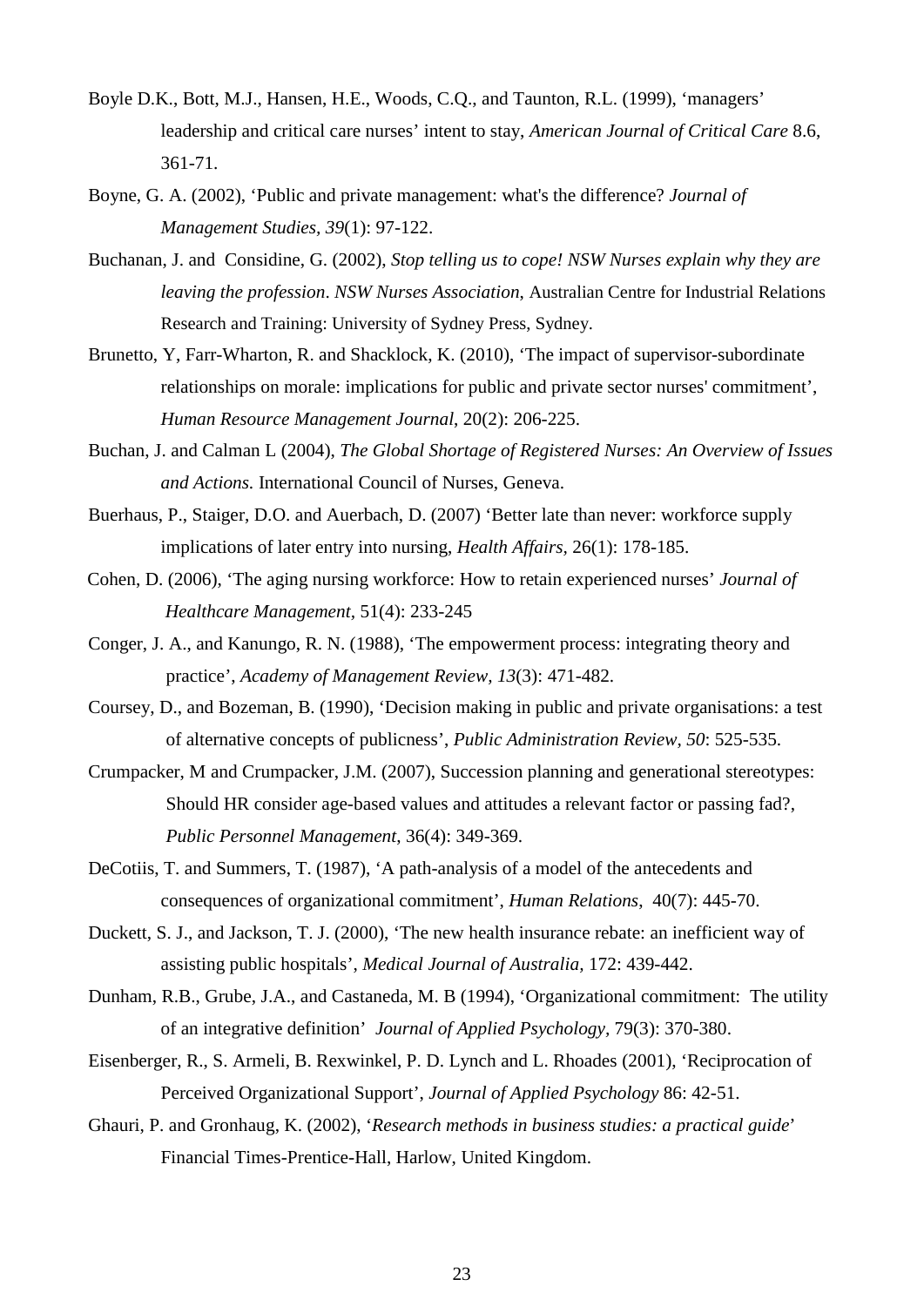Boyle D.K., Bott, M.J., Hansen, H.E., Woods, C.Q., and Taunton, R.L. (1999), 'managers' leadership and critical care nurses' intent to stay, *American Journal of Critical Care* 8.6, 361-71.

Boyne, G. A. (2002), 'Public and private management: what's the difference? *Journal of Management Studies, 39*(1): 97-122.

Buchanan, J. and Considine, G. (2002), *Stop telling us to cope! NSW Nurses explain why they are leaving the profession*. *NSW Nurses Association*, Australian Centre for Industrial Relations Research and Training: University of Sydney Press, Sydney.

Brunetto, Y, Farr-Wharton, R. and Shacklock, K. (2010), 'The impact of supervisor-subordinate relationships on morale: implications for public and private sector nurses' commitment', *Human Resource Management Journal*, 20(2): 206-225.

Buchan, J. and Calman L (2004), *The Global Shortage of Registered Nurses: An Overview of Issues and Actions.* International Council of Nurses, Geneva.

Buerhaus, P., Staiger, D.O. and Auerbach, D. (2007) 'Better late than never: workforce supply implications of later entry into nursing, *Health Affairs,* 26(1): 178-185.

Cohen, D. (2006), 'The aging nursing workforce: How to retain experienced nurses' *Journal of Healthcare Management*, 51(4): 233-245

Conger, J. A., and Kanungo, R. N. (1988), 'The empowerment process: integrating theory and practice', *Academy of Management Review, 13*(3): 471-482.

Coursey, D., and Bozeman, B. (1990), 'Decision making in public and private organisations: a test of alternative concepts of publicness', *Public Administration Review, 50*: 525-535.

Crumpacker, M and Crumpacker, J.M. (2007), Succession planning and generational stereotypes: Should HR consider age-based values and attitudes a relevant factor or passing fad?, *Public Personnel Management*, 36(4): 349-369.

DeCotiis, T. and Summers, T. (1987), 'A path-analysis of a model of the antecedents and consequences of organizational commitment', *Human Relations*, 40(7): 445-70.

Duckett, S. J., and Jackson, T. J. (2000), 'The new health insurance rebate: an inefficient way of assisting public hospitals', *Medical Journal of Australia,* 172: 439-442.

Dunham, R.B., Grube, J.A., and Castaneda, M. B (1994), 'Organizational commitment: The utility of an integrative definition' *Journal of Applied Psychology*, 79(3): 370-380.

Eisenberger, R., S. Armeli, B. Rexwinkel, P. D. Lynch and L. Rhoades (2001), 'Reciprocation of Perceived Organizational Support', *Journal of Applied Psychology* 86: 42-51.

Ghauri, P. and Gronhaug, K. (2002), '*Research methods in business studies: a practical guide*' Financial Times-Prentice-Hall, Harlow, United Kingdom.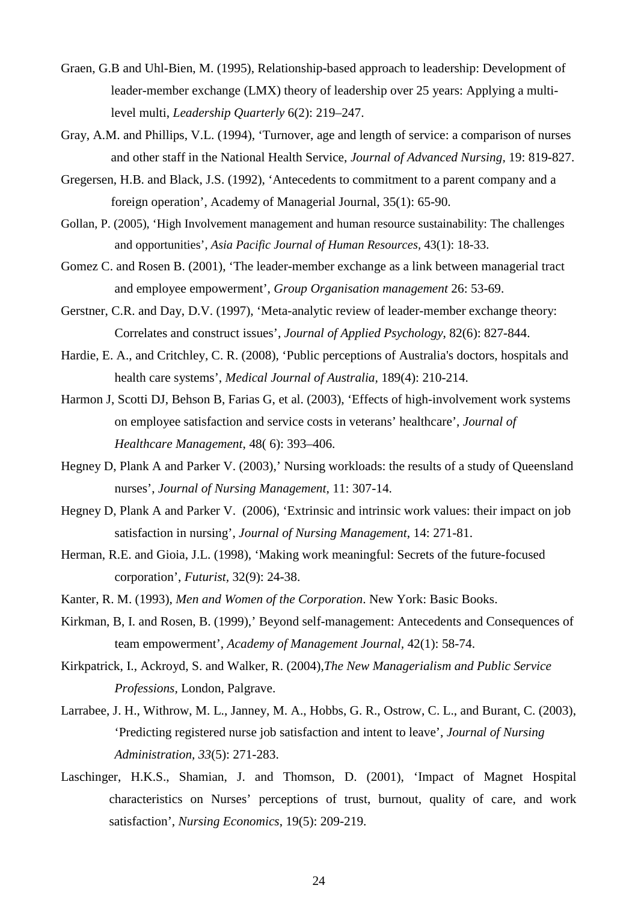Graen, G.B and Uhl-Bien, M. (1995), Relationship-based approach to leadership: Development of leader-member exchange (LMX) theory of leadership over 25 years: Applying a multi-level multi, *Leadership Quarterly* 6(2): 219–247.

Gray, A.M. and Phillips, V.L. (1994), 'Turnover, age and length of service: a comparison of nurses and other staff in the National Health Service, *Journal of Advanced Nursing*, 19: 819-827.

Gregersen, H.B. and Black, J.S. (1992), 'Antecedents to commitment to a parent company and a foreign operation', Academy of Managerial Journal, 35(1): 65-90.

Gollan, P. (2005), 'High Involvement management and human resource sustainability: The challenges and opportunities', *Asia Pacific Journal of Human Resources*, 43(1): 18-33.

Gomez C. and Rosen B. (2001), 'The leader-member exchange as a link between managerial tract and employee empowerment', *Group Organisation management* 26: 53-69.

Gerstner, C.R. and Day, D.V. (1997), 'Meta-analytic review of leader-member exchange theory: Correlates and construct issues', *Journal of Applied Psychology*, 82(6): 827-844.

Hardie, E. A., and Critchley, C. R. (2008), 'Public perceptions of Australia's doctors, hospitals and health care systems', *Medical Journal of Australia*, 189(4): 210-214.

Harmon J, Scotti DJ, Behson B, Farias G, et al. (2003), 'Effects of high-involvement work systems on employee satisfaction and service costs in veterans' healthcare', *Journal of Healthcare Management*, 48( 6): 393–406.

Hegney D, Plank A and Parker V. (2003),' Nursing workloads: the results of a study of Queensland nurses', *Journal of Nursing Management*, 11: 307-14.

Hegney D, Plank A and Parker V. (2006), 'Extrinsic and intrinsic work values: their impact on job satisfaction in nursing', *Journal of Nursing Management*, 14: 271-81.

Herman, R.E. and Gioia, J.L. (1998), 'Making work meaningful: Secrets of the future-focused corporation', *Futurist*, 32(9): 24-38.

Kanter, R. M. (1993), *Men and Women of the Corporation*. New York: Basic Books.

Kirkman, B, I. and Rosen, B. (1999),' Beyond self-management: Antecedents and Consequences of team empowerment', *Academy of Management Journal*, 42(1): 58-74.

Kirkpatrick, I., Ackroyd, S. and Walker, R. (2004),*The New Managerialism and Public Service Professions*, London, Palgrave.

Larrabee, J. H., Withrow, M. L., Janney, M. A., Hobbs, G. R., Ostrow, C. L., and Burant, C. (2003), 'Predicting registered nurse job satisfaction and intent to leave', *Journal of Nursing Administration, 33*(5): 271-283.

Laschinger, H.K.S., Shamian, J. and Thomson, D. (2001), 'Impact of Magnet Hospital characteristics on Nurses' perceptions of trust, burnout, quality of care, and work satisfaction', *Nursing Economics*, 19(5): 209-219.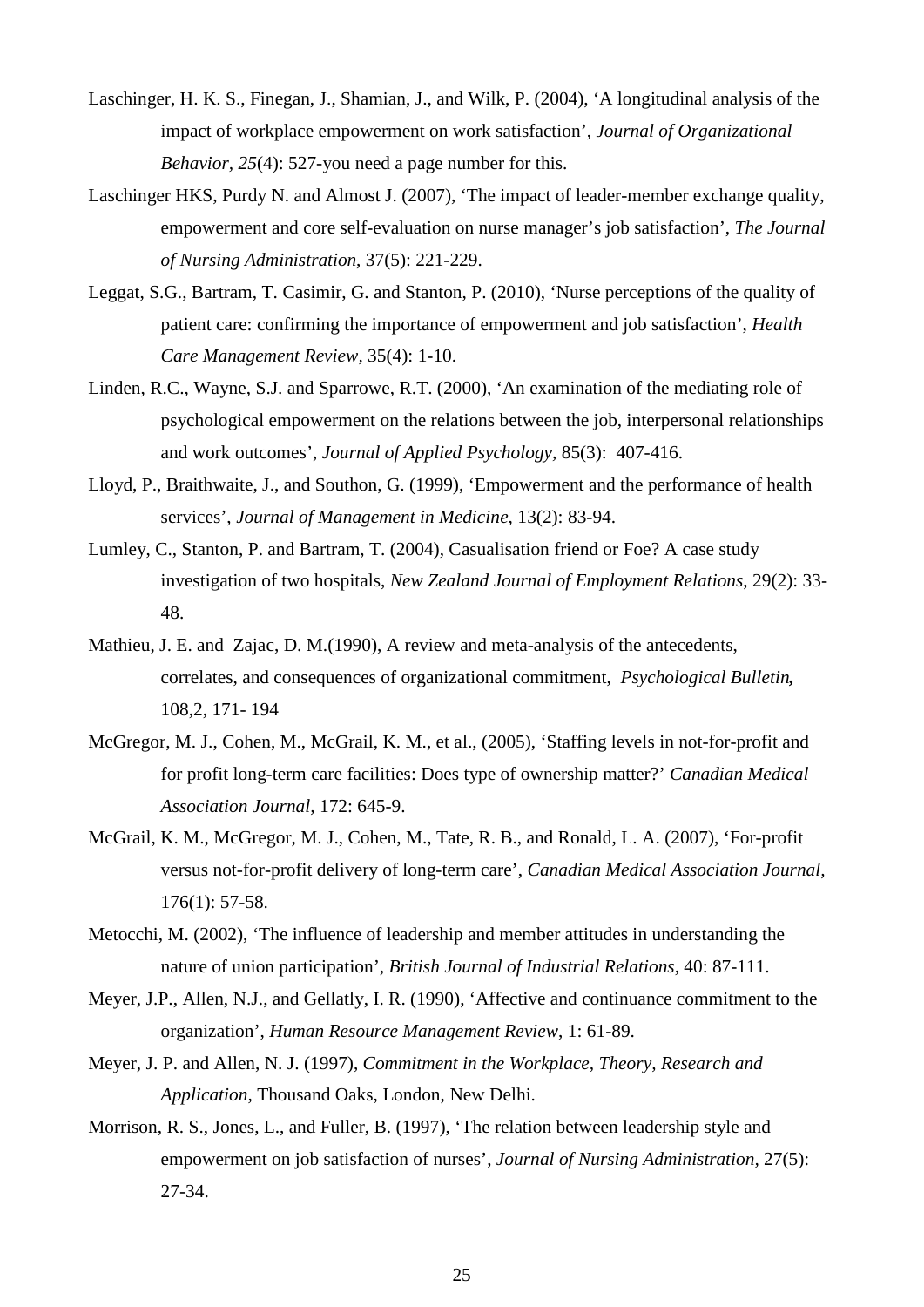Laschinger, H. K. S., Finegan, J., Shamian, J., and Wilk, P. (2004), 'A longitudinal analysis of the impact of workplace empowerment on work satisfaction', *Journal of Organizational Behavior, 25*(4): 527-you need a page number for this.

Laschinger HKS, Purdy N. and Almost J. (2007), 'The impact of leader-member exchange quality, empowerment and core self-evaluation on nurse manager's job satisfaction', *The Journal of Nursing Administration*, 37(5): 221-229.

Leggat, S.G., Bartram, T. Casimir, G. and Stanton, P. (2010), 'Nurse perceptions of the quality of patient care: confirming the importance of empowerment and job satisfaction', *Health Care Management Review*, 35(4): 1-10.

Linden, R.C., Wayne, S.J. and Sparrowe, R.T. (2000), 'An examination of the mediating role of psychological empowerment on the relations between the job, interpersonal relationships and work outcomes', *Journal of Applied Psychology*, 85(3): 407-416.

Lloyd, P., Braithwaite, J., and Southon, G. (1999), 'Empowerment and the performance of health services', *Journal of Management in Medicine*, 13(2): 83-94.

Lumley, C., Stanton, P. and Bartram, T. (2004), Casualisation friend or Foe? A case study investigation of two hospitals, *New Zealand Journal of Employment Relations*, 29(2): 33-48.

Mathieu, J. E. and Zajac, D. M.(1990), A review and meta-analysis of the antecedents, correlates, and consequences of organizational commitment, *Psychological Bulletin,* 108,2, 171- 194

McGregor, M. J., Cohen, M., McGrail, K. M., et al., (2005), 'Staffing levels in not-for-profit and for profit long-term care facilities: Does type of ownership matter?' *Canadian Medical Association Journal*, 172: 645-9.

McGrail, K. M., McGregor, M. J., Cohen, M., Tate, R. B., and Ronald, L. A. (2007), 'For-profit versus not-for-profit delivery of long-term care', *Canadian Medical Association Journal*, 176(1): 57-58.

Metocchi, M. (2002), 'The influence of leadership and member attitudes in understanding the nature of union participation', *British Journal of Industrial Relations*, 40: 87-111.

Meyer, J.P., Allen, N.J., and Gellatly, I. R. (1990), 'Affective and continuance commitment to the organization', *Human Resource Management Review*, 1: 61-89.

Meyer, J. P. and Allen, N. J. (1997), *Commitment in the Workplace, Theory, Research and Application*, Thousand Oaks, London, New Delhi.

Morrison, R. S., Jones, L., and Fuller, B. (1997), 'The relation between leadership style and empowerment on job satisfaction of nurses', *Journal of Nursing Administration*, 27(5): 27-34.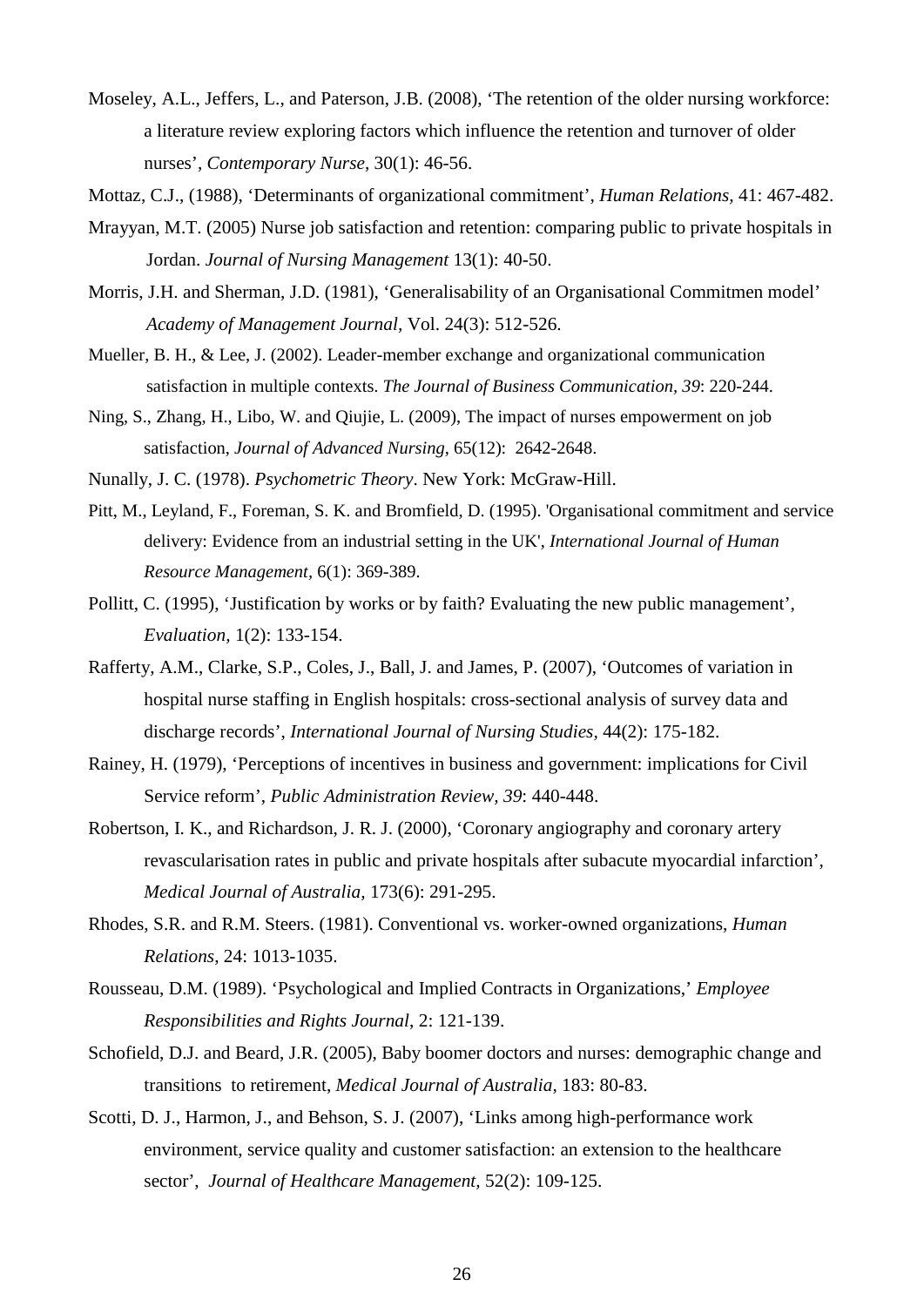Moseley, A.L., Jeffers, L., and Paterson, J.B. (2008), 'The retention of the older nursing workforce: a literature review exploring factors which influence the retention and turnover of older nurses', *Contemporary Nurse*, 30(1): 46-56.

Mottaz, C.J., (1988), 'Determinants of organizational commitment', *Human Relations*, 41: 467-482.

Mrayyan, M.T. (2005) Nurse job satisfaction and retention: comparing public to private hospitals in Jordan. *Journal of Nursing Management* 13(1): 40-50.

Morris, J.H. and Sherman, J.D. (1981), 'Generalisability of an Organisational Commitmen model' *Academy of Management Journal*, Vol. 24(3): 512-526.

Mueller, B. H., & Lee, J. (2002). Leader-member exchange and organizational communication satisfaction in multiple contexts. *The Journal of Business Communication*, *39*: 220-244.

Ning, S., Zhang, H., Libo, W. and Qiujie, L. (2009), The impact of nurses empowerment on job satisfaction, *Journal of Advanced Nursing*, 65(12): 2642-2648.

Nunally, J. C. (1978). *Psychometric Theory*. New York: McGraw-Hill.

Pitt, M., Leyland, F., Foreman, S. K. and Bromfield, D. (1995). 'Organisational commitment and service delivery: Evidence from an industrial setting in the UK', *International Journal of Human Resource Management*, 6(1): 369-389.

Pollitt, C. (1995), 'Justification by works or by faith? Evaluating the new public management', *Evaluation*, 1(2): 133-154.

Rafferty, A.M., Clarke, S.P., Coles, J., Ball, J. and James, P. (2007), 'Outcomes of variation in hospital nurse staffing in English hospitals: cross-sectional analysis of survey data and discharge records', *International Journal of Nursing Studies*, 44(2): 175-182.

Rainey, H. (1979), 'Perceptions of incentives in business and government: implications for Civil Service reform', *Public Administration Review*, *39*: 440-448.

Robertson, I. K., and Richardson, J. R. J. (2000), 'Coronary angiography and coronary artery revascularisation rates in public and private hospitals after subacute myocardial infarction', *Medical Journal of Australia*, 173(6): 291-295.

Rhodes, S.R. and R.M. Steers. (1981). Conventional vs. worker-owned organizations, *Human Relations*, 24: 1013-1035.

Rousseau, D.M. (1989). 'Psychological and Implied Contracts in Organizations,' *Employee Responsibilities and Rights Journal*, 2: 121-139.

Schofield, D.J. and Beard, J.R. (2005), Baby boomer doctors and nurses: demographic change and transitions to retirement, *Medical Journal of Australia*, 183: 80-83.

Scotti, D. J., Harmon, J., and Behson, S. J. (2007), 'Links among high-performance work environment, service quality and customer satisfaction: an extension to the healthcare sector', *Journal of Healthcare Management*, 52(2): 109-125.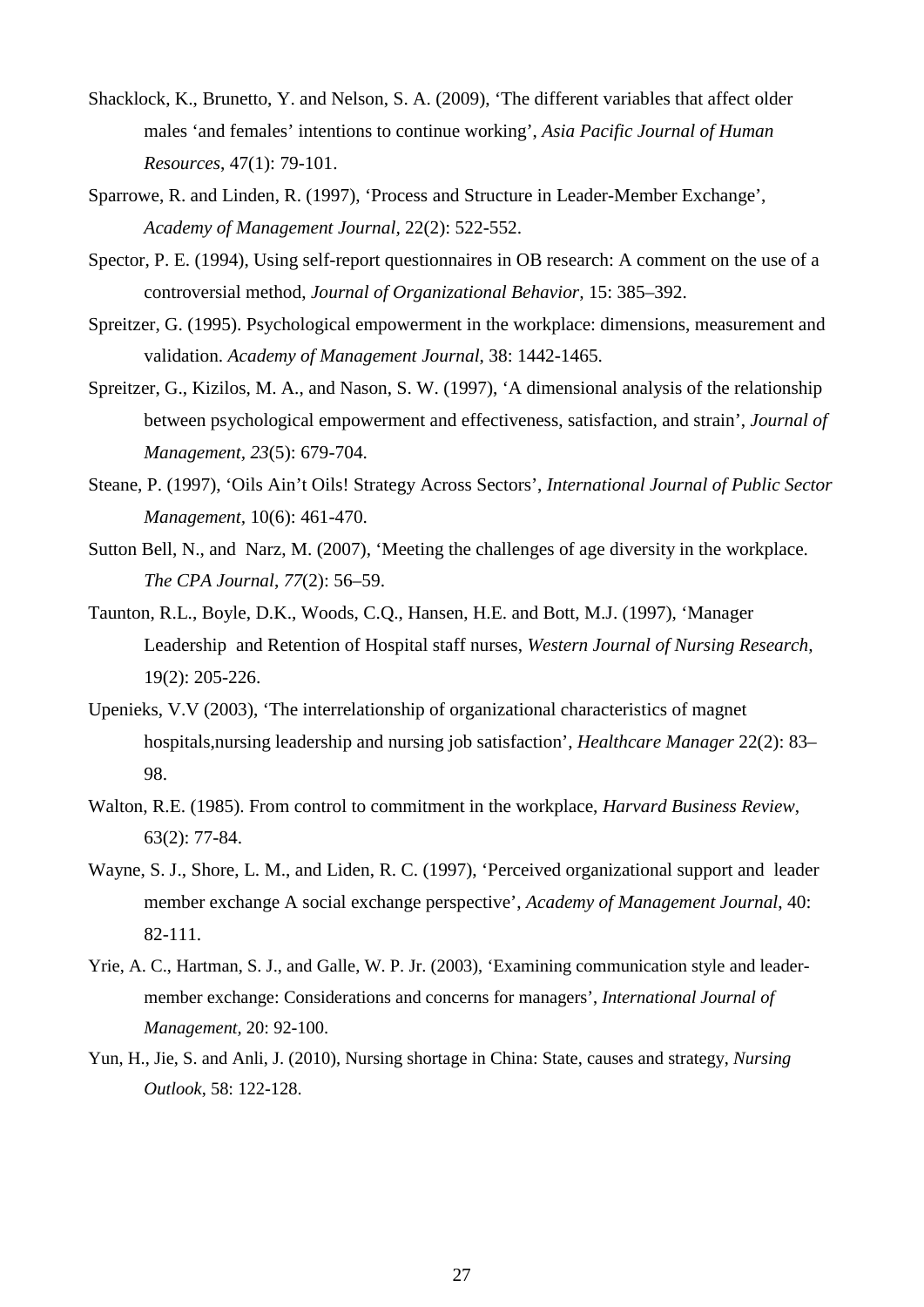Shacklock, K., Brunetto, Y. and Nelson, S. A. (2009), 'The different variables that affect older males 'and females' intentions to continue working', *Asia Pacific Journal of Human Resources*, 47(1): 79-101.

Sparrowe, R. and Linden, R. (1997), 'Process and Structure in Leader-Member Exchange', *Academy of Management Journal,* 22(2): 522-552.

Spector, P. E. (1994), Using self-report questionnaires in OB research: A comment on the use of a controversial method, *Journal of Organizational Behavior,* 15: 385–392.

Spreitzer, G. (1995). Psychological empowerment in the workplace: dimensions, measurement and validation. *Academy of Management Journal*, 38: 1442-1465.

Spreitzer, G., Kizilos, M. A., and Nason, S. W. (1997), 'A dimensional analysis of the relationship between psychological empowerment and effectiveness, satisfaction, and strain', *Journal of Management, 23*(5): 679-704.

Steane, P. (1997), 'Oils Ain't Oils! Strategy Across Sectors', *International Journal of Public Sector Management*, 10(6): 461-470.

Sutton Bell, N., and Narz, M. (2007), 'Meeting the challenges of age diversity in the workplace. *The CPA Journal*, *77*(2): 56–59.

Taunton, R.L., Boyle, D.K., Woods, C.Q., Hansen, H.E. and Bott, M.J. (1997), 'Manager Leadership and Retention of Hospital staff nurses, *Western Journal of Nursing Research,* 19(2): 205-226.

Upenieks, V.V (2003), 'The interrelationship of organizational characteristics of magnet hospitals,nursing leadership and nursing job satisfaction', *Healthcare Manager* 22(2): 83–98.

Walton, R.E. (1985). From control to commitment in the workplace, *Harvard Business Review*, 63(2): 77-84.

Wayne, S. J., Shore, L. M., and Liden, R. C. (1997), 'Perceived organizational support and leader member exchange A social exchange perspective', *Academy of Management Journal*, 40: 82-111.

Yrie, A. C., Hartman, S. J., and Galle, W. P. Jr. (2003), 'Examining communication style and leader-member exchange: Considerations and concerns for managers', *International Journal of Management,* 20: 92-100.

Yun, H., Jie, S. and Anli, J. (2010), Nursing shortage in China: State, causes and strategy, *Nursing Outlook*, 58: 122-128.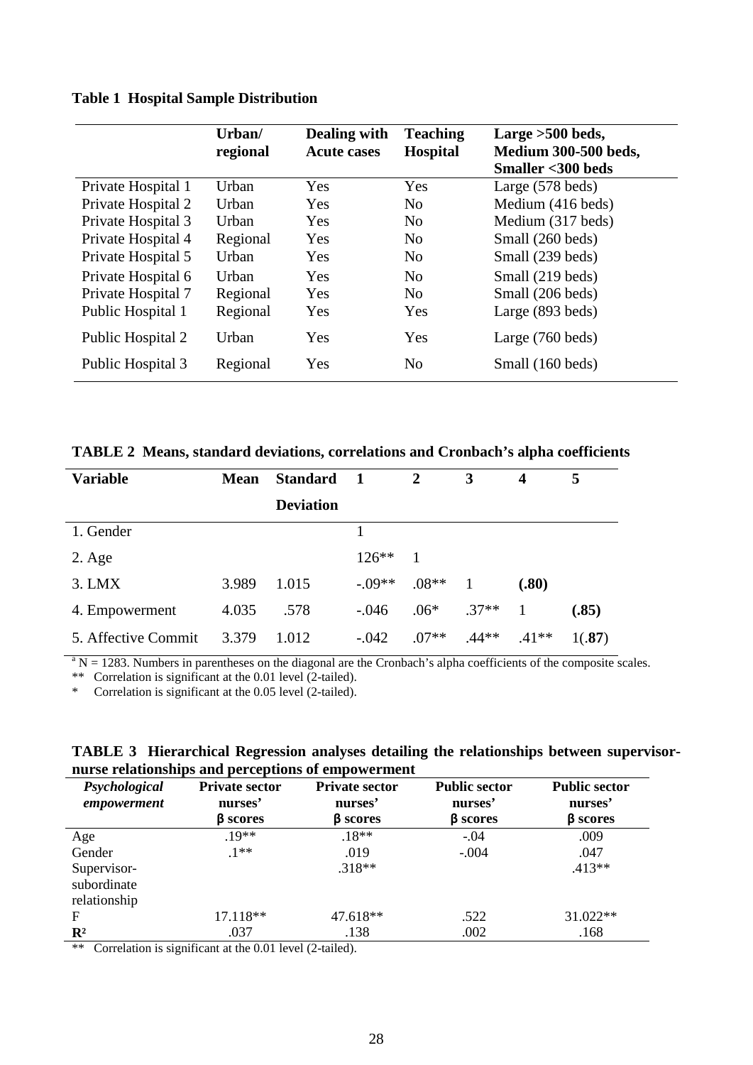**Table 1 Hospital Sample Distribution**

| | Urban/ regional | Dealing with Acute cases | Teaching Hospital | Large >500 beds, Medium 300-500 beds, Smaller <300 beds |
|---|---|---|---|---|
| Private Hospital 1 | Urban | Yes | Yes | Large (578 beds) |
| Private Hospital 2 | Urban | Yes | No | Medium (416 beds) |
| Private Hospital 3 | Urban | Yes | No | Medium (317 beds) |
| Private Hospital 4 | Regional | Yes | No | Small (260 beds) |
| Private Hospital 5 | Urban | Yes | No | Small (239 beds) |
| Private Hospital 6 | Urban | Yes | No | Small (219 beds) |
| Private Hospital 7 | Regional | Yes | No | Small (206 beds) |
| Public Hospital 1 | Regional | Yes | Yes | Large (893 beds) |
| Public Hospital 2 | Urban | Yes | Yes | Large (760 beds) |
| Public Hospital 3 | Regional | Yes | No | Small (160 beds) |

**TABLE 2 Means, standard deviations, correlations and Cronbach's alpha coefficients**

| Variable | Mean | Standard Deviation | 1 | 2 | 3 | 4 | 5 |
|---|---|---|---|---|---|---|---|
| 1. Gender | | | 1 | | | | |
| 2. Age | | | 126** | 1 | | | |
| 3. LMX | 3.989 | 1.015 | -.09** | .08** | 1 | **(.80)** | |
| 4. Empowerment | 4.035 | .578 | -.046 | .06* | .37** | 1 | **(.85)** |
| 5. Affective Commit | 3.379 | 1.012 | -.042 | .07** | .44** | .41** | 1(**.87**) |

[a] N = 1283. Numbers in parentheses on the diagonal are the Cronbach's alpha coefficients of the composite scales.
** Correlation is significant at the 0.01 level (2-tailed).
* Correlation is significant at the 0.05 level (2-tailed).

**TABLE 3 Hierarchical Regression analyses detailing the relationships between supervisor-nurse relationships and perceptions of empowerment**

| *Psychological empowerment* | Private sector nurses' β scores | Private sector nurses' β scores | Public sector nurses' β scores | Public sector nurses' β scores |
|---|---|---|---|---|
| Age | .19** | .18** | -.04 | .009 |
| Gender | .1** | .019 | -.004 | .047 |
| Supervisor-subordinate relationship | | .318** | | .413** |
| F | 17.118** | 47.618** | .522 | 31.022** |
| $\mathbf{R^2}$ | .037 | .138 | .002 | .168 |

** Correlation is significant at the 0.01 level (2-tailed).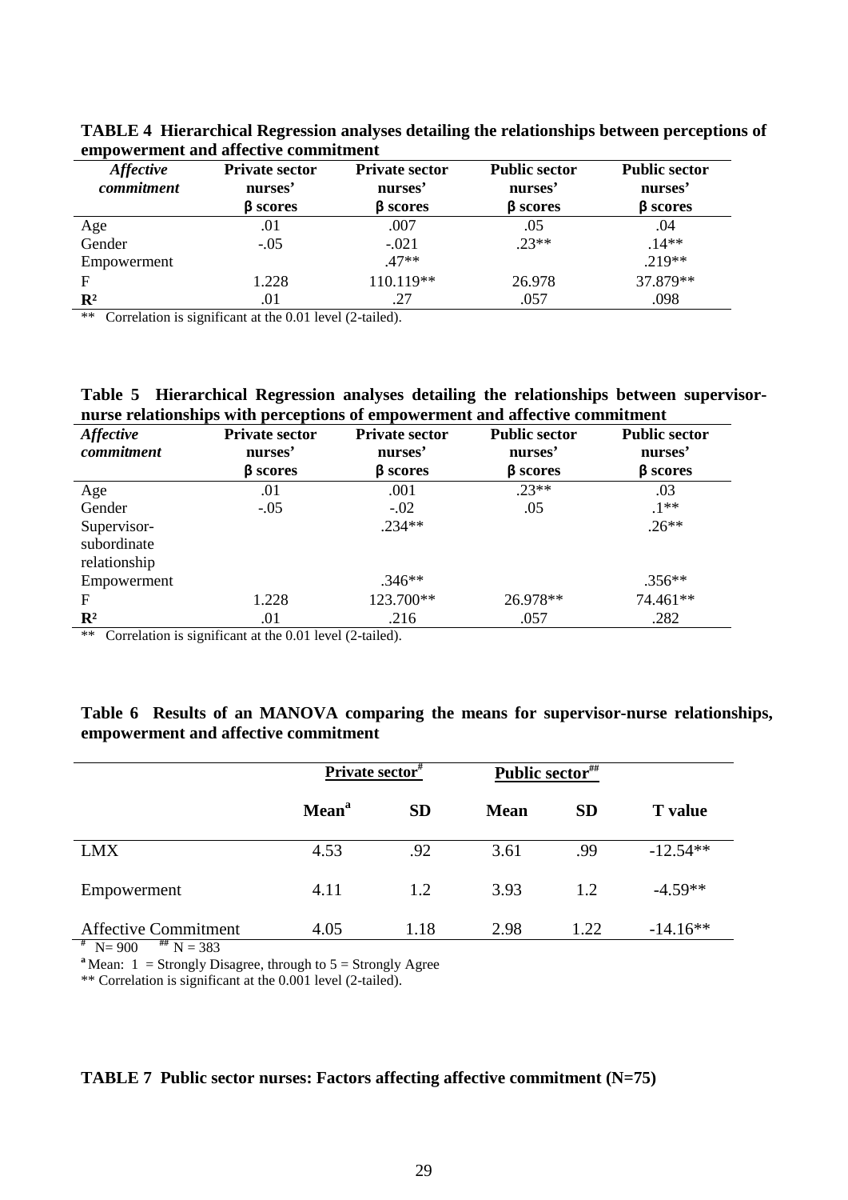**TABLE 4 Hierarchical Regression analyses detailing the relationships between perceptions of empowerment and affective commitment**

| *Affective commitment* | **Private sector nurses' β scores** | **Private sector nurses' β scores** | **Public sector nurses' β scores** | **Public sector nurses' β scores** |
|---|---|---|---|---|
| Age | .01 | .007 | .05 | .04 |
| Gender | -.05 | -.021 | .23** | .14** |
| Empowerment | | .47** | | .219** |
| F | 1.228 | 110.119** | 26.978 | 37.879** |
| $R^2$ | .01 | .27 | .057 | .098 |

** Correlation is significant at the 0.01 level (2-tailed).

**Table 5 Hierarchical Regression analyses detailing the relationships between supervisor-nurse relationships with perceptions of empowerment and affective commitment**

| *Affective commitment* | **Private sector nurses' β scores** | **Private sector nurses' β scores** | **Public sector nurses' β scores** | **Public sector nurses' β scores** |
|---|---|---|---|---|
| Age | .01 | .001 | .23** | .03 |
| Gender | -.05 | -.02 | .05 | .1** |
| Supervisor-subordinate relationship | | .234** | | .26** |
| Empowerment | | .346** | | .356** |
| F | 1.228 | 123.700** | 26.978** | 74.461** |
| $R^2$ | .01 | .216 | .057 | .282 |

** Correlation is significant at the 0.01 level (2-tailed).

**Table 6 Results of an MANOVA comparing the means for supervisor-nurse relationships, empowerment and affective commitment**

| | Private sector[#] | | Public sector[##] | | |
|---|---|---|---|---|---|
| | **Mean[a]** | **SD** | **Mean** | **SD** | **T value** |
| LMX | 4.53 | .92 | 3.61 | .99 | -12.54** |
| Empowerment | 4.11 | 1.2 | 3.93 | 1.2 | -4.59** |
| Affective Commitment | 4.05 | 1.18 | 2.98 | 1.22 | -14.16** |

[#] N= 900 [##] N = 383

[a] Mean: 1 = Strongly Disagree, through to 5 = Strongly Agree

** Correlation is significant at the 0.001 level (2-tailed).

**TABLE 7 Public sector nurses: Factors affecting affective commitment (N=75)**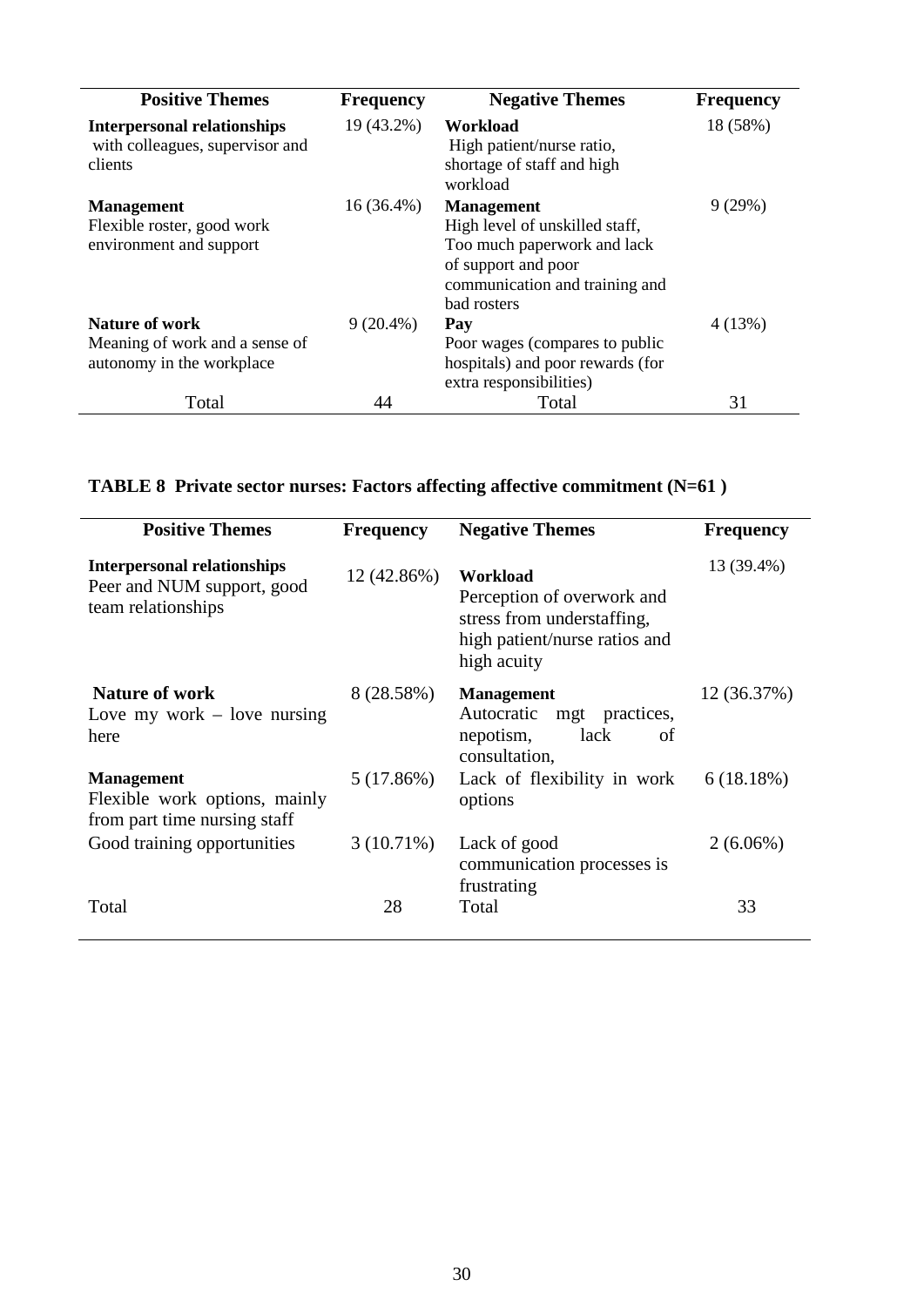| Positive Themes | Frequency | Negative Themes | Frequency |
|---|---|---|---|
| **Interpersonal relationships** with colleagues, supervisor and clients | 19 (43.2%) | **Workload** High patient/nurse ratio, shortage of staff and high workload | 18 (58%) |
| **Management** Flexible roster, good work environment and support | 16 (36.4%) | **Management** High level of unskilled staff, Too much paperwork and lack of support and poor communication and training and bad rosters | 9 (29%) |
| **Nature of work** Meaning of work and a sense of autonomy in the workplace | 9 (20.4%) | **Pay** Poor wages (compares to public hospitals) and poor rewards (for extra responsibilities) | 4 (13%) |
| Total | 44 | Total | 31 |

**TABLE 8 Private sector nurses: Factors affecting affective commitment (N=61 )**

| Positive Themes | Frequency | Negative Themes | Frequency |
|---|---|---|---|
| **Interpersonal relationships** Peer and NUM support, good team relationships | 12 (42.86%) | **Workload** Perception of overwork and stress from understaffing, high patient/nurse ratios and high acuity | 13 (39.4%) |
| **Nature of work** Love my work – love nursing here | 8 (28.58%) | **Management** Autocratic mgt practices, nepotism, lack of consultation, | 12 (36.37%) |
| **Management** Flexible work options, mainly from part time nursing staff | 5 (17.86%) | Lack of flexibility in work options | 6 (18.18%) |
| Good training opportunities | 3 (10.71%) | Lack of good communication processes is frustrating | 2 (6.06%) |
| Total | 28 | Total | 33 |